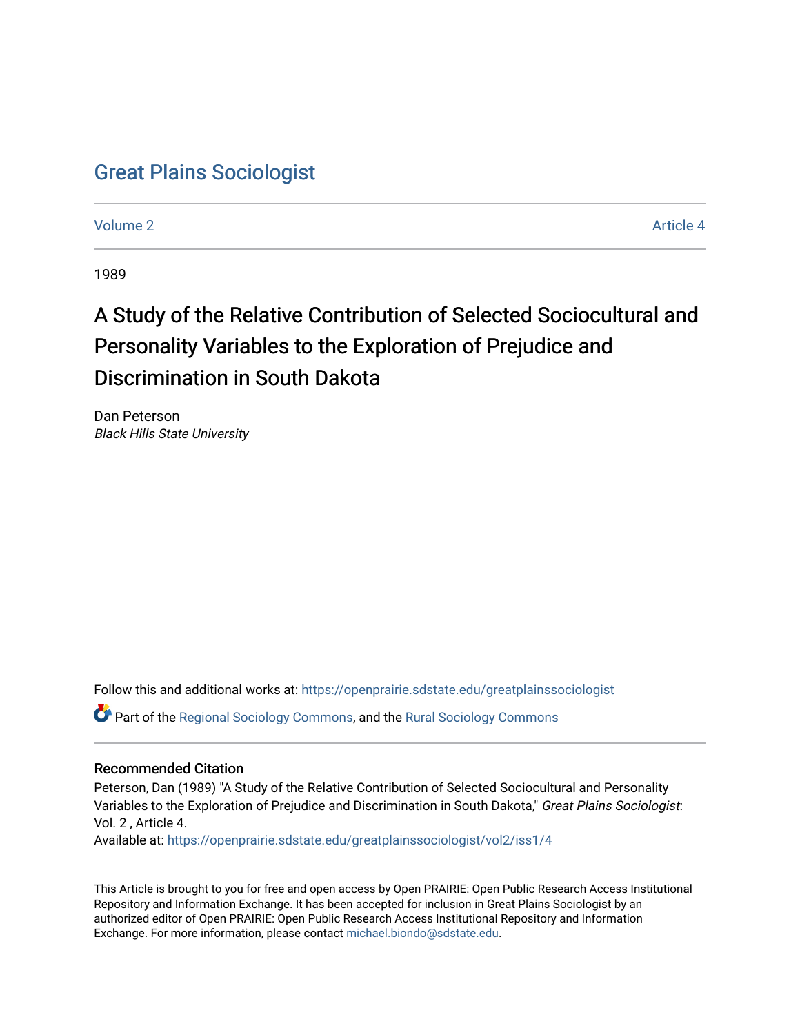# Great Plains Sociologist

Volume 2 | Article 4

1989

## A Study of the Relative Contribution of Selected Sociocultural and Personality Variables to the Exploration of Prejudice and Discrimination in South Dakota

Dan Peterson
*Black Hills State University*

Follow this and additional works at: https://openprairie.sdstate.edu/greatplainssociologist

Part of the Regional Sociology Commons, and the Rural Sociology Commons

### Recommended Citation

Peterson, Dan (1989) "A Study of the Relative Contribution of Selected Sociocultural and Personality Variables to the Exploration of Prejudice and Discrimination in South Dakota," *Great Plains Sociologist*: Vol. 2 , Article 4.
Available at: https://openprairie.sdstate.edu/greatplainssociologist/vol2/iss1/4

This Article is brought to you for free and open access by Open PRAIRIE: Open Public Research Access Institutional Repository and Information Exchange. It has been accepted for inclusion in Great Plains Sociologist by an authorized editor of Open PRAIRIE: Open Public Research Access Institutional Repository and Information Exchange. For more information, please contact michael.biondo@sdstate.edu.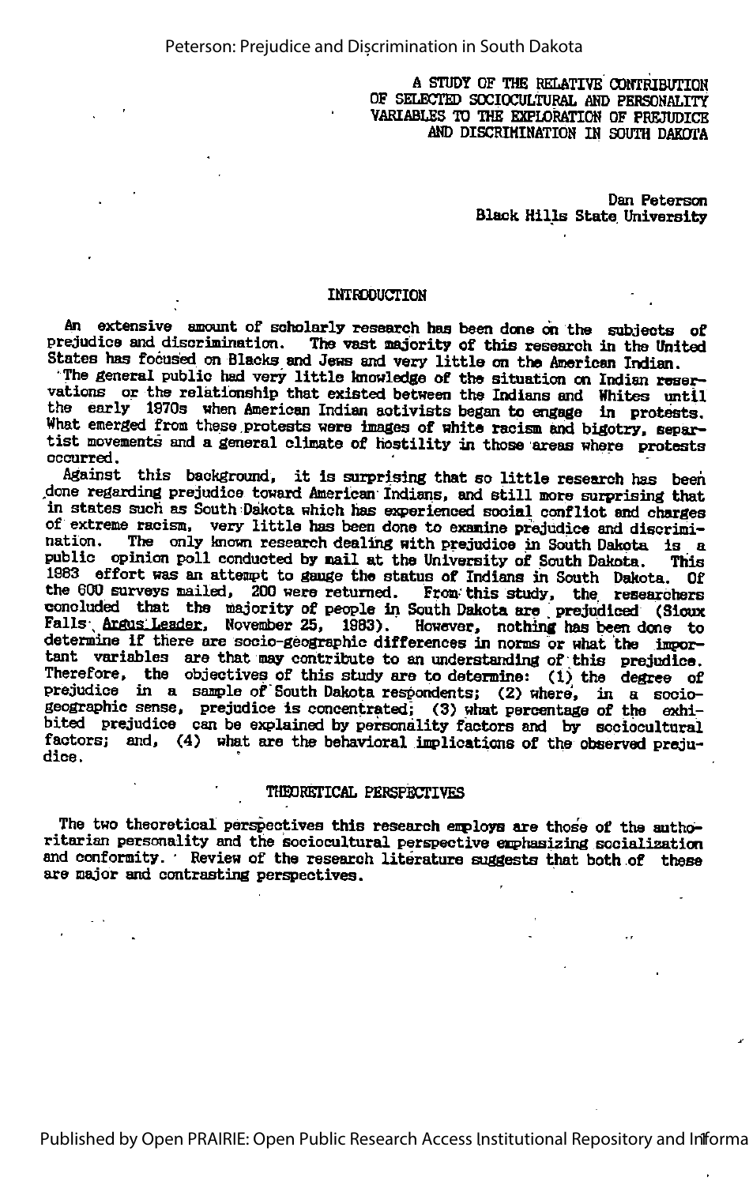# A STUDY OF THE RELATIVE CONTRIBUTION OF SELECTED SOCIOCULTURAL AND PERSONALITY VARIABLES TO THE EXPLORATION OF PREJUDICE AND DISCRIMINATION IN SOUTH DAKOTA

Dan Peterson
Black Hills State University

## INTRODUCTION

An extensive amount of scholarly research has been done on the subjects of prejudice and discrimination. The vast majority of this research in the United States has focused on Blacks and Jews and very little on the American Indian.

The general public had very little knowledge of the situation on Indian reservations or the relationship that existed between the Indians and Whites until the early 1970s when American Indian activists began to engage in protests. What emerged from these protests were images of white racism and bigotry, separatist movements and a general climate of hostility in those areas where protests occurred.

Against this background, it is surprising that so little research has been done regarding prejudice toward American Indians, and still more surprising that in states such as South Dakota which has experienced social conflict and charges of extreme racism, very little has been done to examine prejudice and discrimination. The only known research dealing with prejudice in South Dakota is a public opinion poll conducted by mail at the University of South Dakota. This 1983 effort was an attempt to gauge the status of Indians in South Dakota. Of the 600 surveys mailed, 200 were returned. From this study, the researchers concluded that the majority of people in South Dakota are prejudiced (Sioux Falls Argus Leader, November 25, 1983). However, nothing has been done to determine if there are socio-geographic differences in norms or what the important variables are that may contribute to an understanding of this prejudice. Therefore, the objectives of this study are to determine: (1) the degree of prejudice in a sample of South Dakota respondents; (2) where, in a socio-geographic sense, prejudice is concentrated; (3) what percentage of the exhibited prejudice can be explained by personality factors and by sociocultural factors; and, (4) what are the behavioral implications of the observed prejudice.

## THEORETICAL PERSPECTIVES

The two theoretical perspectives this research employs are those of the authoritarian personality and the sociocultural perspective emphasizing socialization and conformity. Review of the research literature suggests that both of these are major and contrasting perspectives.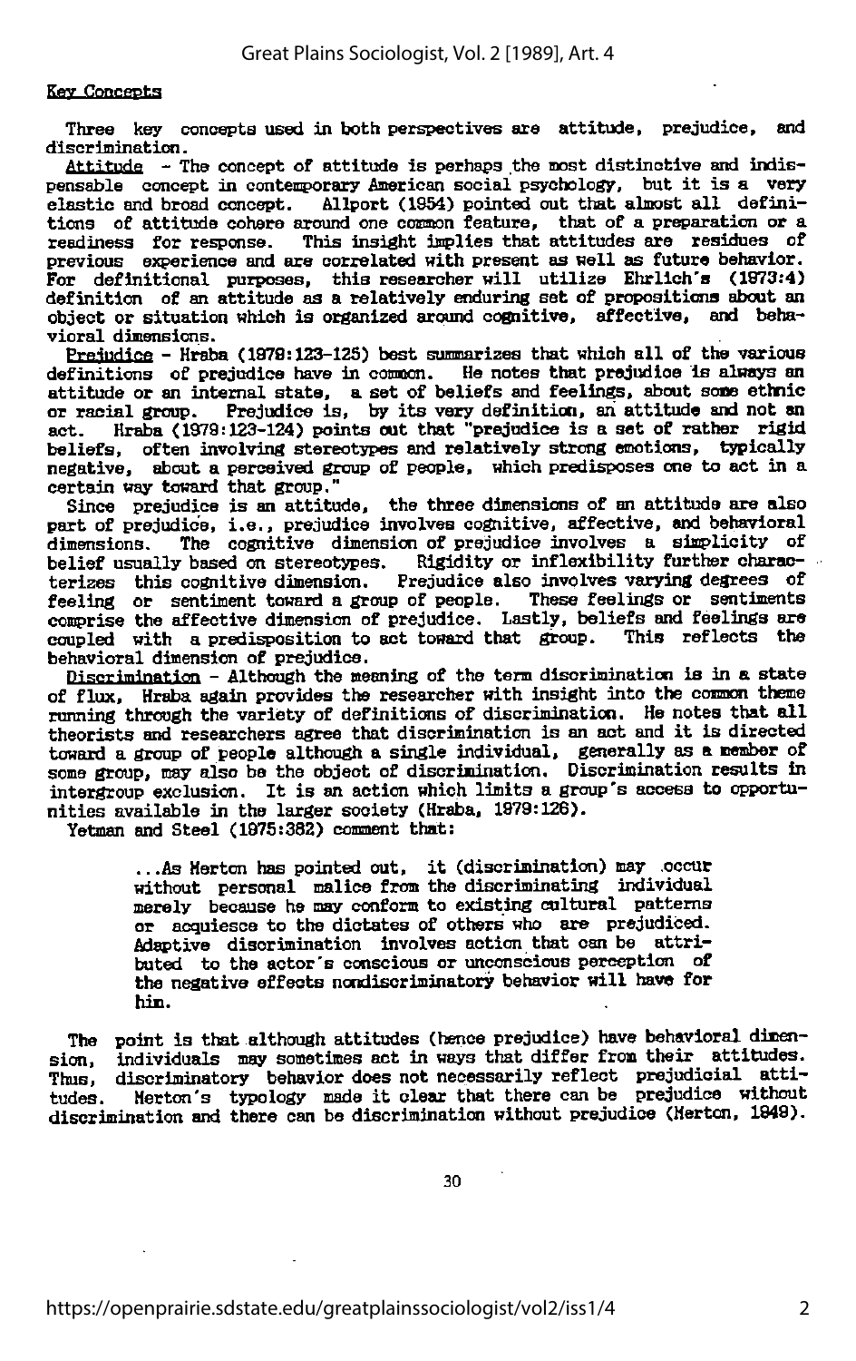### Key Concepts

Three key concepts used in both perspectives are attitude, prejudice, and discrimination.

Attitude - The concept of attitude is perhaps the most distinctive and indispensable concept in contemporary American social psychology, but it is a very elastic and broad concept. Allport (1954) pointed out that almost all definitions of attitude cohere around one common feature, that of a preparation or a readiness for response. This insight implies that attitudes are residues of previous experience and are correlated with present as well as future behavior. For definitional purposes, this researcher will utilize Ehrlich's (1973:4) definition of an attitude as a relatively enduring set of propositions about an object or situation which is organized around cognitive, affective, and behavioral dimensions.

Prejudice - Hraba (1978:123-125) best summarizes that which all of the various definitions of prejudice have in common. He notes that prejudice is always an attitude or an internal state, a set of beliefs and feelings, about some ethnic or racial group. Prejudice is, by its very definition, an attitude and not an act. Hraba (1979:123-124) points out that "prejudice is a set of rather rigid beliefs, often involving stereotypes and relatively strong emotions, typically negative, about a perceived group of people, which predisposes one to act in a certain way toward that group."

Since prejudice is an attitude, the three dimensions of an attitude are also part of prejudice, i.e., prejudice involves cognitive, affective, and behavioral dimensions. The cognitive dimension of prejudice involves a simplicity of belief usually based on stereotypes. Rigidity or inflexibility further characterizes this cognitive dimension. Prejudice also involves varying degrees of feeling or sentiment toward a group of people. These feelings or sentiments comprise the affective dimension of prejudice. Lastly, beliefs and feelings are coupled with a predisposition to act toward that group. This reflects the behavioral dimension of prejudice.

Discrimination - Although the meaning of the term discrimination is in a state of flux, Hraba again provides the researcher with insight into the common theme running through the variety of definitions of discrimination. He notes that all theorists and researchers agree that discrimination is an act and it is directed toward a group of people although a single individual, generally as a member of some group, may also be the object of discrimination. Discrimination results in intergroup exclusion. It is an action which limits a group's access to opportunities available in the larger society (Hraba, 1979:126).

Yetman and Steel (1975:382) comment that:

> ...As Merton has pointed out, it (discrimination) may occur without personal malice from the discriminating individual merely because he may conform to existing cultural patterns or acquiesce to the dictates of others who are prejudiced. Adaptive discrimination involves action that can be attributed to the actor's conscious or unconscious perception of the negative effects nondiscriminatory behavior will have for him.

The point is that although attitudes (hence prejudice) have behavioral dimension, individuals may sometimes act in ways that differ from their attitudes. Thus, discriminatory behavior does not necessarily reflect prejudicial attitudes. Merton's typology made it clear that there can be prejudice without discrimination and there can be discrimination without prejudice (Merton, 1949).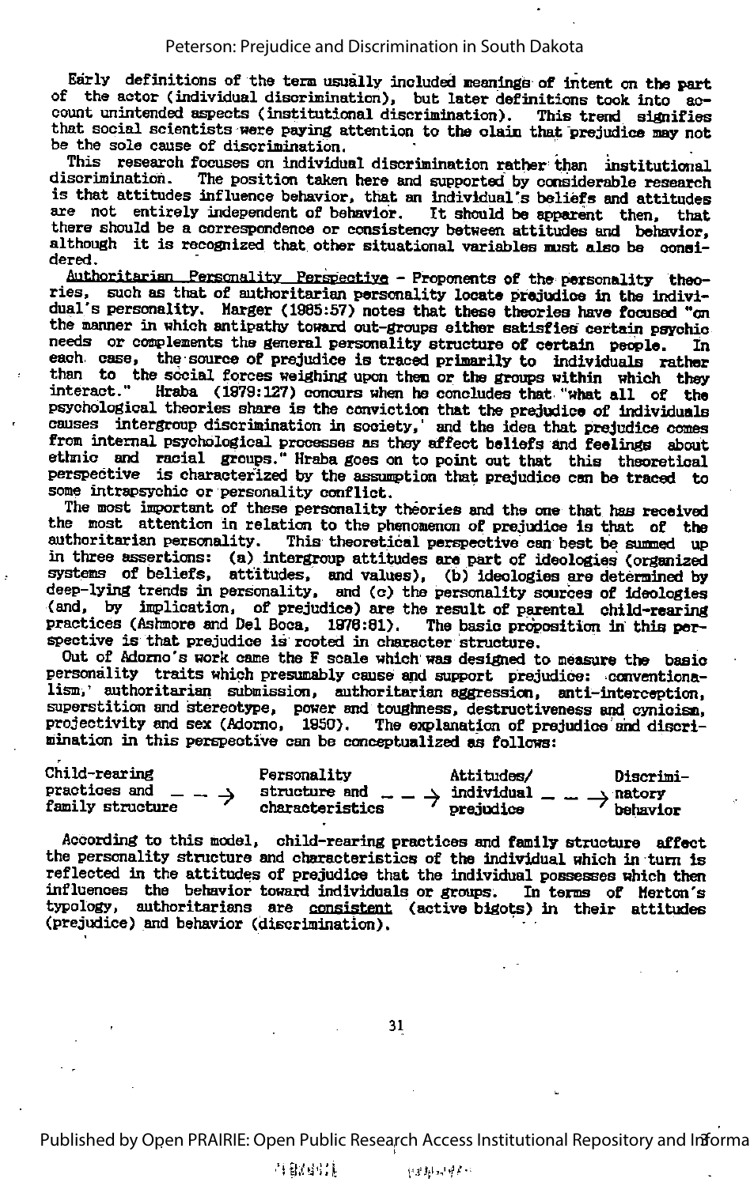Early definitions of the term usually included meanings of intent on the part of the actor (individual discrimination), but later definitions took into account unintended aspects (institutional discrimination). This trend signifies that social scientists were paying attention to the claim that prejudice may not be the sole cause of discrimination.

This research focuses on individual discrimination rather than institutional discrimination. The position taken here and supported by considerable research is that attitudes influence behavior, that an individual's beliefs and attitudes are not entirely independent of behavior. It should be apparent then, that there should be a correspondence or consistency between attitudes and behavior, although it is recognized that other situational variables must also be considered.

<u>Authoritarian Personality Perspective</u> - Proponents of the personality theories, such as that of authoritarian personality locate prejudice in the individual's personality. Marger (1985:57) notes that these theories have focused "on the manner in which antipathy toward out-groups either satisfies certain psychic needs or complements the general personality structure of certain people. In each case, the source of prejudice is traced primarily to individuals rather than to the social forces weighing upon them or the groups within which they interact." Hraba (1979:127) concurs when he concludes that "what all of the psychological theories share is the conviction that the prejudice of individuals causes intergroup discrimination in society,' and the idea that prejudice comes from internal psychological processes as they affect beliefs and feelings about ethnic and racial groups." Hraba goes on to point out that this theoretical perspective is characterized by the assumption that prejudice can be traced to some intrapsychic or personality conflict.

The most important of these personality theories and the one that has received the most attention in relation to the phenomenon of prejudice is that of the authoritarian personality. This theoretical perspective can best be summed up in three assertions: (a) intergroup attitudes are part of ideologies (organized systems of beliefs, attitudes, and values), (b) ideologies are determined by deep-lying trends in personality, and (c) the personality sources of ideologies (and, by implication, of prejudice) are the result of parental child-rearing practices (Ashmore and Del Boca, 1976:81). The basic proposition in this perspective is that prejudice is rooted in character structure.

Out of Adorno's work came the F scale which was designed to measure the basic personality traits which presumably cause and support prejudice: conventionalism,' authoritarian submission, authoritarian aggression, anti-interception, superstition and stereotype, power and toughness, destructiveness and cynicism, projectivity and sex (Adorno, 1950). The explanation of prejudice and discrimination in this perspective can be conceptualized as follows:

Child-rearing practices and family structure - - → Personality structure and characteristics - - → Attitudes/ individual prejudice - - → Discriminatory behavior

According to this model, child-rearing practices and family structure affect the personality structure and characteristics of the individual which in turn is reflected in the attitudes of prejudice that the individual possesses which then influences the behavior toward individuals or groups. In terms of Merton's typology, authoritarians are <u>consistent</u> (active bigots) in their attitudes (prejudice) and behavior (discrimination).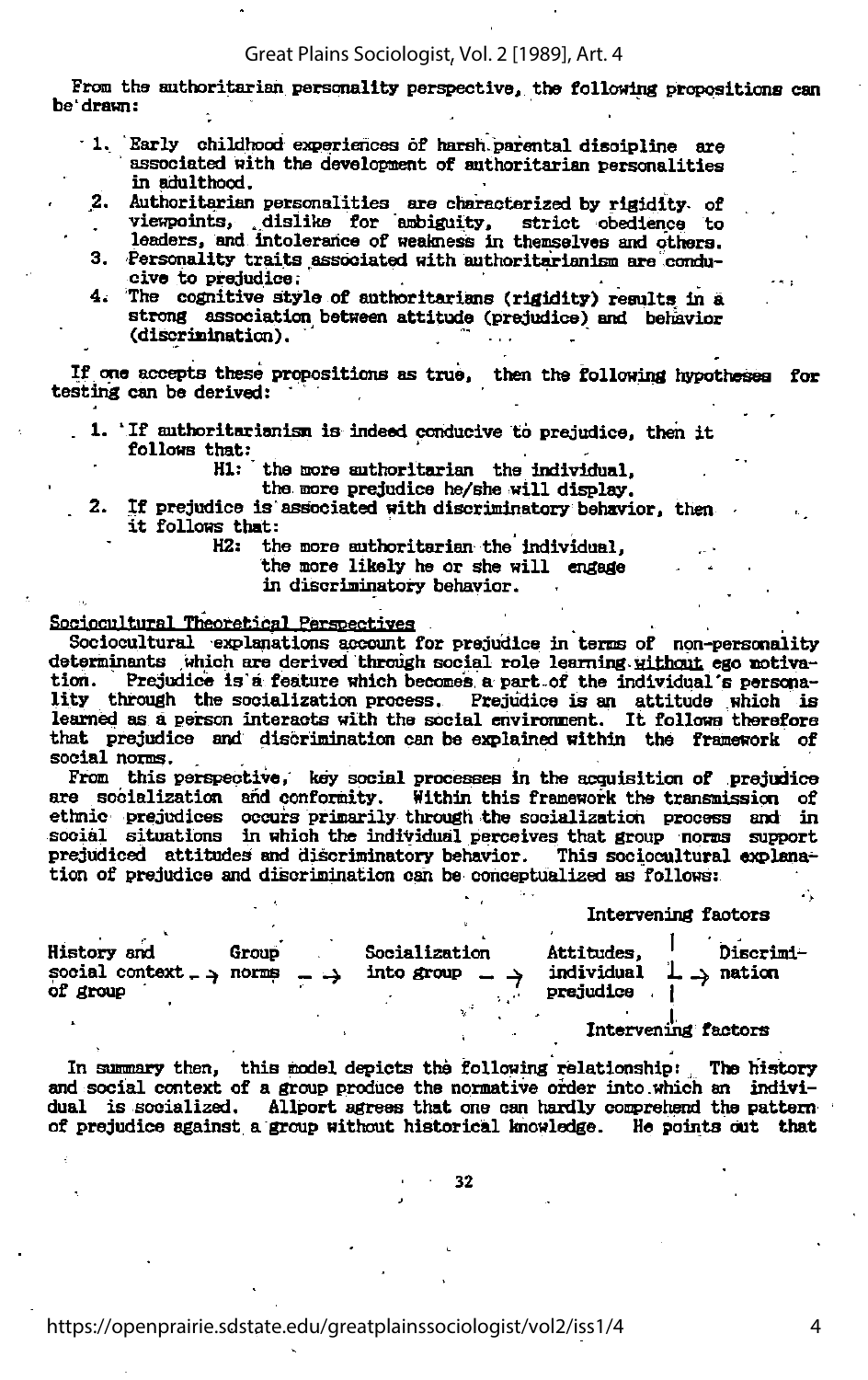From the authoritarian personality perspective, the following propositions can be drawn:

1. Early childhood experiences of harsh parental discipline are associated with the development of authoritarian personalities in adulthood.
2. Authoritarian personalities are characterized by rigidity of viewpoints, dislike for ambiguity, strict obedience to leaders, and intolerance of weakness in themselves and others.
3. Personality traits associated with authoritarianism are conducive to prejudice.
4. The cognitive style of authoritarians (rigidity) results in a strong association between attitude (prejudice) and behavior (discrimination).

If one accepts these propositions as true, then the following hypotheses for testing can be derived:

1. If authoritarianism is indeed conducive to prejudice, then it follows that:

   H1: the more authoritarian the individual, the more prejudice he/she will display.

2. If prejudice is associated with discriminatory behavior, then it follows that:

   H2: the more authoritarian the individual, the more likely he or she will engage in discriminatory behavior.

Sociocultural Theoretical Perspectives

Sociocultural explanations account for prejudice in terms of non-personality determinants which are derived through social role learning without ego motivation. Prejudice is a feature which becomes a part of the individual's personality through the socialization process. Prejudice is an attitude which is learned as a person interacts with the social environment. It follows therefore that prejudice and discrimination can be explained within the framework of social norms.

From this perspective, key social processes in the acquisition of prejudice are socialization and conformity. Within this framework the transmission of ethnic prejudices occurs primarily through the socialization process and in social situations in which the individual perceives that group norms support prejudiced attitudes and discriminatory behavior. This sociocultural explanation of prejudice and discrimination can be conceptualized as follows:

```
                                                        Intervening factors
                                                                 |
History and        Group        Socialization      Attitudes,    |     Discrimi-
social context --> norms -->    into group -->     individual    L-->  nation
of group                                           prejudice     |
                                                                 |
                                                        Intervening factors
```

In summary then, this model depicts the following relationship: The history and social context of a group produce the normative order into which an individual is socialized. Allport agrees that one can hardly comprehend the pattern of prejudice against a group without historical knowledge. He points out that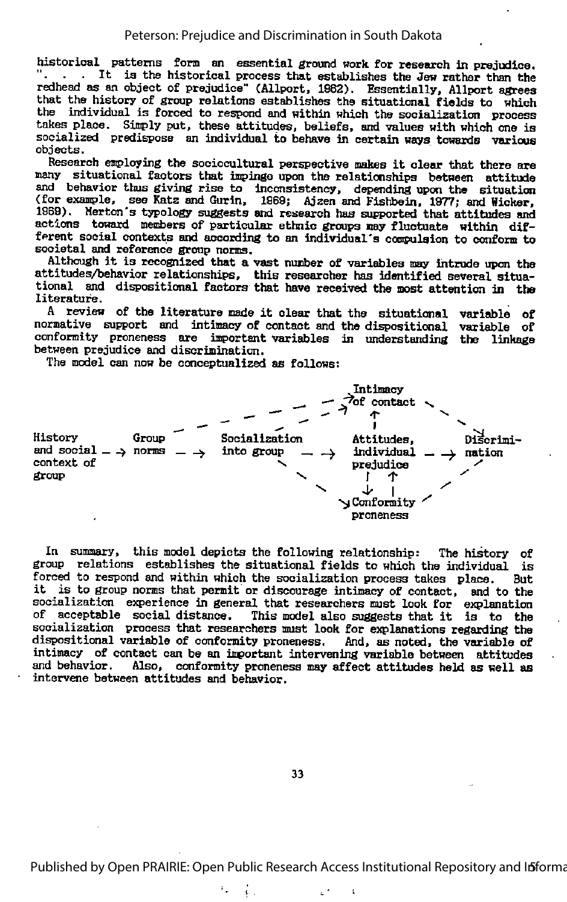historical patterns form an essential ground work for research in prejudice. ". . . It is the historical process that establishes the Jew rather than the redhead as an object of prejudice" (Allport, 1962). Essentially, Allport agrees that the history of group relations establishes the situational fields to which the individual is forced to respond and within which the socialization process takes place. Simply put, these attitudes, beliefs, and values with which one is socialized predispose an individual to behave in certain ways towards various objects.

Research employing the sociocultural perspective makes it clear that there are many situational factors that impinge upon the relationships between attitude and behavior thus giving rise to inconsistency, depending upon the situation (for example, see Katz and Gurin, 1969; Ajzen and Fishbein, 1977; and Wicker, 1969). Merton's typology suggests and research has supported that attitudes and actions toward members of particular ethnic groups may fluctuate within different social contexts and according to an individual's compulsion to conform to societal and reference group norms.

Although it is recognized that a vast number of variables may intrude upon the attitudes/behavior relationships, this researcher has identified several situational and dispositional factors that have received the most attention in the literature.

A review of the literature made it clear that the situational variable of normative support and intimacy of contact and the dispositional variable of conformity proneness are important variables in understanding the linkage between prejudice and discrimination.

The model can now be conceptualized as follows:

```
                                                         Intimacy
                                              - - - - > of contact  \
                                     - - - -               ^          \
                                  /                        |           v
History         Group          Socialization          Attitudes,          Discrimi-
and social -->  norms   -->    into group      -->    individual   -->    nation
context of                          \                 prejudice          /
group                                 \                 |    ^         /
                                        \               v    |       /
                                          \ ------> Conformity     /
                                                    proneness
```

In summary, this model depicts the following relationship: The history of group relations establishes the situational fields to which the individual is forced to respond and within which the socialization process takes place. But it is to group norms that permit or discourage intimacy of contact, and to the socialization experience in general that researchers must look for explanation of acceptable social distance. This model also suggests that it is to the socialization process that researchers must look for explanations regarding the dispositional variable of conformity proneness. And, as noted, the variable of intimacy of contact can be an important intervening variable between attitudes and behavior. Also, conformity proneness may affect attitudes held as well as intervene between attitudes and behavior.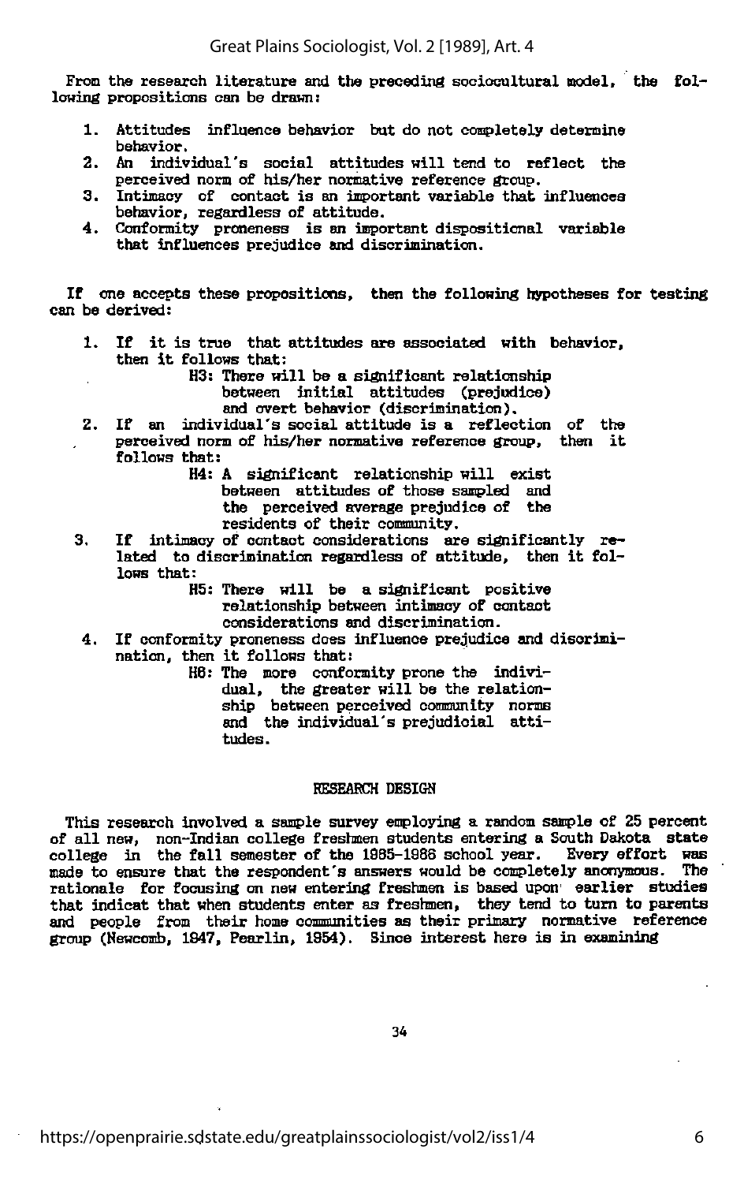From the research literature and the preceding sociocultural model, the following propositions can be drawn:

1. Attitudes influence behavior but do not completely determine behavior.
2. An individual's social attitudes will tend to reflect the perceived norm of his/her normative reference group.
3. Intimacy of contact is an important variable that influences behavior, regardless of attitude.
4. Conformity proneness is an important dispositional variable that influences prejudice and discrimination.

If one accepts these propositions, then the following hypotheses for testing can be derived:

1. If it is true that attitudes are associated with behavior, then it follows that:
   - H3: There will be a significant relationship between initial attitudes (prejudice) and overt behavior (discrimination).
2. If an individual's social attitude is a reflection of the perceived norm of his/her normative reference group, then it follows that:
   - H4: A significant relationship will exist between attitudes of those sampled and the perceived average prejudice of the residents of their community.
3. If intimacy of contact considerations are significantly related to discrimination regardless of attitude, then it follows that:
   - H5: There will be a significant positive relationship between intimacy of contact considerations and discrimination.
4. If conformity proneness does influence prejudice and discrimination, then it follows that:
   - H6: The more conformity prone the individual, the greater will be the relationship between perceived community norms and the individual's prejudicial attitudes.

## RESEARCH DESIGN

This research involved a sample survey employing a random sample of 25 percent of all new, non-Indian college freshmen students entering a South Dakota state college in the fall semester of the 1985-1986 school year. Every effort was made to ensure that the respondent's answers would be completely anonymous. The rationale for focusing on new entering freshmen is based upon earlier studies that indicat that when students enter as freshmen, they tend to turn to parents and people from their home communities as their primary normative reference group (Newcomb, 1947, Pearlin, 1954). Since interest here is in examining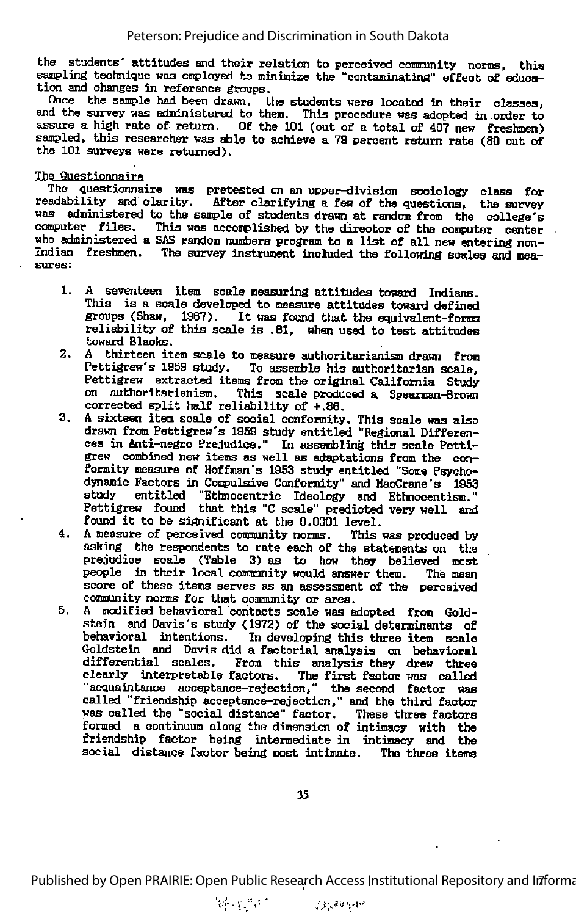the students' attitudes and their relation to perceived community norms, this sampling technique was employed to minimize the "contaminating" effect of education and changes in reference groups.

Once the sample had been drawn, the students were located in their classes, and the survey was administered to them. This procedure was adopted in order to assure a high rate of return. Of the 101 (out of a total of 407 new freshmen) sampled, this researcher was able to achieve a 79 percent return rate (80 out of the 101 surveys were returned).

### The Questionnaire

The questionnaire was pretested on an upper-division sociology class for readability and clarity. After clarifying a few of the questions, the survey was administered to the sample of students drawn at random from the college's computer files. This was accomplished by the director of the computer center who administered a SAS random numbers program to a list of all new entering non-Indian freshmen. The survey instrument included the following scales and measures:

1. A seventeen item scale measuring attitudes toward Indians. This is a scale developed to measure attitudes toward defined groups (Shaw, 1967). It was found that the equivalent-forms reliability of this scale is .81, when used to test attitudes toward Blacks.
2. A thirteen item scale to measure authoritarianism drawn from Pettigrew's 1959 study. To assemble his authoritarian scale, Pettigrew extracted items from the original California Study on authoritarianism. This scale produced a Spearman-Brown corrected split half reliability of +.86.
3. A sixteen item scale of social conformity. This scale was also drawn from Pettigrew's 1959 study entitled "Regional Differences in Anti-negro Prejudice." In assembling this scale Pettigrew combined new items as well as adaptations from the conformity measure of Hoffman's 1953 study entitled "Some Psychodynamic Factors in Compulsive Conformity" and MacCrane's 1953 study entitled "Ethnocentric Ideology and Ethnocentism." Pettigrew found that this "C scale" predicted very well and found it to be significant at the 0.0001 level.
4. A measure of perceived community norms. This was produced by asking the respondents to rate each of the statements on the prejudice scale (Table 3) as to how they believed most people in their local community would answer them. The mean score of these items serves as an assessment of the perceived community norms for that community or area.
5. A modified behavioral contacts scale was adopted from Goldstein and Davis's study (1972) of the social determinants of behavioral intentions. In developing this three item scale Goldstein and Davis did a factorial analysis on behavioral differential scales. From this analysis they drew three clearly interpretable factors. The first factor was called "acquaintance acceptance-rejection," the second factor was called "friendship acceptance-rejection," and the third factor was called the "social distance" factor. These three factors formed a continuum along the dimension of intimacy with the friendship factor being intermediate in intimacy and the social distance factor being most intimate. The three items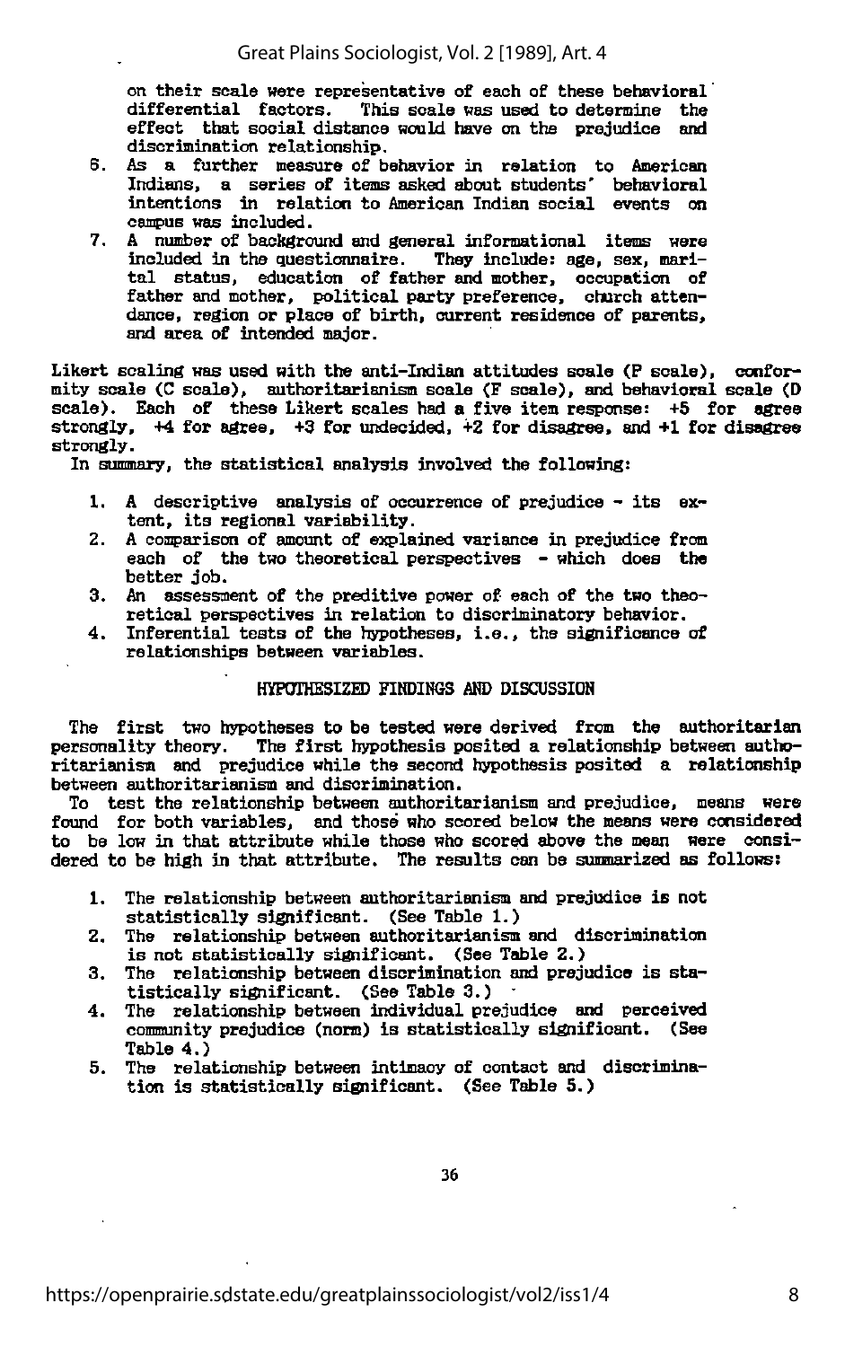on their scale were representative of each of these behavioral differential factors. This scale was used to determine the effect that social distance would have on the prejudice and discrimination relationship.

6. As a further measure of behavior in relation to American Indians, a series of items asked about students' behavioral intentions in relation to American Indian social events on campus was included.
7. A number of background and general informational items were included in the questionnaire. They include: age, sex, marital status, education of father and mother, occupation of father and mother, political party preference, church attendance, region or place of birth, current residence of parents, and area of intended major.

Likert scaling was used with the anti-Indian attitudes scale (P scale), conformity scale (C scale), authoritarianism scale (F scale), and behavioral scale (D scale). Each of these Likert scales had a five item response: +5 for agree strongly, +4 for agree, +3 for undecided, +2 for disagree, and +1 for disagree strongly.

In summary, the statistical analysis involved the following:

1. A descriptive analysis of occurrence of prejudice - its extent, its regional variability.
2. A comparison of amount of explained variance in prejudice from each of the two theoretical perspectives - which does the better job.
3. An assessment of the preditive power of each of the two theoretical perspectives in relation to discriminatory behavior.
4. Inferential tests of the hypotheses, i.e., the significance of relationships between variables.

## HYPOTHESIZED FINDINGS AND DISCUSSION

The first two hypotheses to be tested were derived from the authoritarian personality theory. The first hypothesis posited a relationship between authoritarianism and prejudice while the second hypothesis posited a relationship between authoritarianism and discrimination.

To test the relationship between authoritarianism and prejudice, means were found for both variables, and those who scored below the means were considered to be low in that attribute while those who scored above the mean were considered to be high in that attribute. The results can be summarized as follows:

1. The relationship between authoritarianism and prejudice is not statistically significant. (See Table 1.)
2. The relationship between authoritarianism and discrimination is not statistically significant. (See Table 2.)
3. The relationship between discrimination and prejudice is statistically significant. (See Table 3.)
4. The relationship between individual prejudice and perceived community prejudice (norm) is statistically significant. (See Table 4.)
5. The relationship between intimacy of contact and discrimination is statistically significant. (See Table 5.)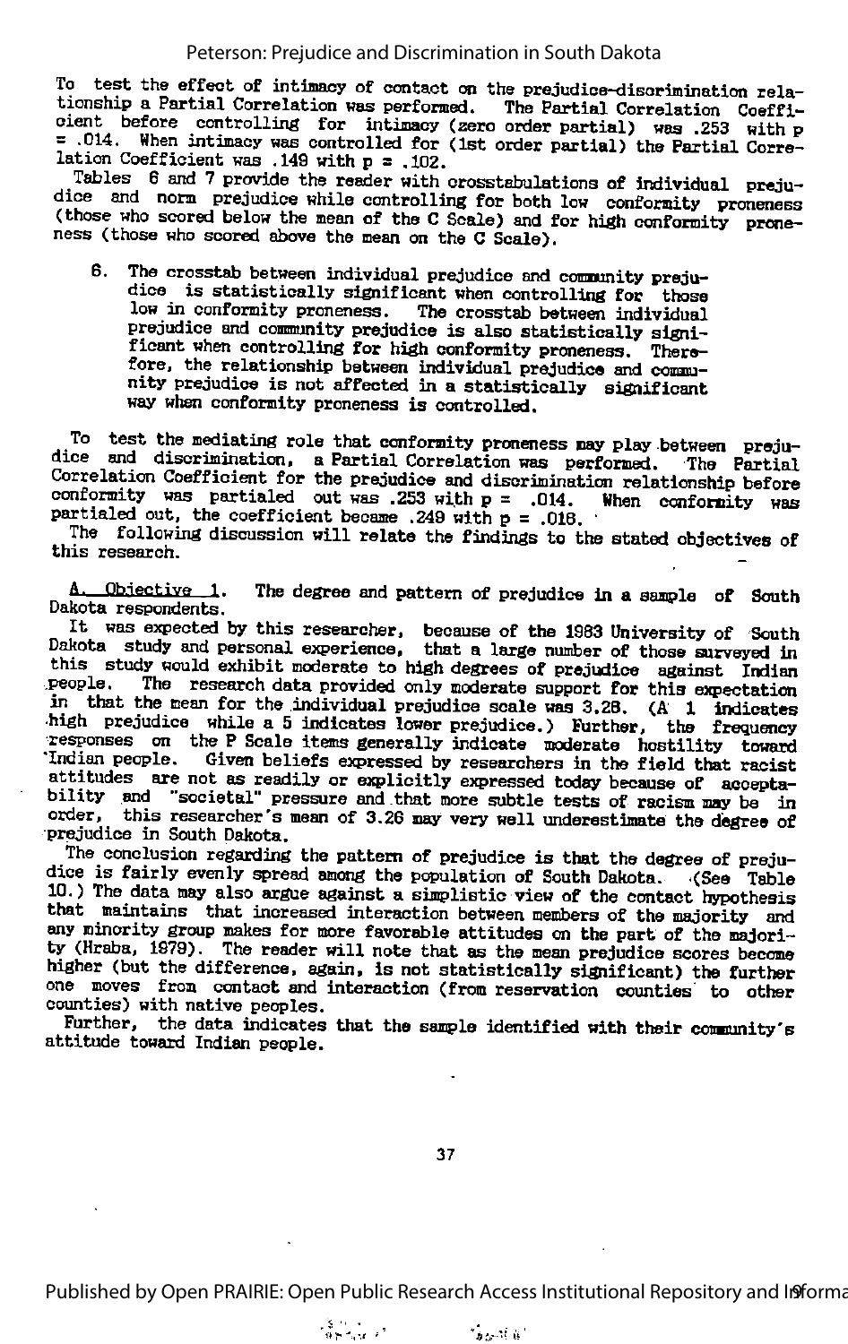To test the effect of intimacy of contact on the prejudice-discrimination relationship a Partial Correlation was performed. The Partial Correlation Coefficient before controlling for intimacy (zero order partial) was .253 with p = .014. When intimacy was controlled for (1st order partial) the Partial Correlation Coefficient was .149 with p = .102.

Tables 6 and 7 provide the reader with crosstabulations of individual prejudice and norm prejudice while controlling for both low conformity proneness (those who scored below the mean of the C Scale) and for high conformity proneness (those who scored above the mean on the C Scale).

6. The crosstab between individual prejudice and community prejudice is statistically significant when controlling for those low in conformity proneness. The crosstab between individual prejudice and community prejudice is also statistically significant when controlling for high conformity proneness. Therefore, the relationship between individual prejudice and community prejudice is not affected in a statistically significant way when conformity proneness is controlled.

To test the mediating role that conformity proneness may play between prejudice and discrimination, a Partial Correlation was performed. The Partial Correlation Coefficient for the prejudice and discrimination relationship before conformity was partialed out was .253 with p = .014. When conformity was partialed out, the coefficient became .249 with p = .016.

The following discussion will relate the findings to the stated objectives of this research.

A. Objective 1. The degree and pattern of prejudice in a sample of South Dakota respondents.

It was expected by this researcher, because of the 1983 University of South Dakota study and personal experience, that a large number of those surveyed in this study would exhibit moderate to high degrees of prejudice against Indian people. The research data provided only moderate support for this expectation in that the mean for the individual prejudice scale was 3.26. (A 1 indicates high prejudice while a 5 indicates lower prejudice.) Further, the frequency responses on the P Scale items generally indicate moderate hostility toward Indian people. Given beliefs expressed by researchers in the field that racist attitudes are not as readily or explicitly expressed today because of acceptability and "societal" pressure and that more subtle tests of racism may be in order, this researcher's mean of 3.26 may very well underestimate the degree of prejudice in South Dakota.

The conclusion regarding the pattern of prejudice is that the degree of prejudice is fairly evenly spread among the population of South Dakota. (See Table 10.) The data may also argue against a simplistic view of the contact hypothesis that maintains that increased interaction between members of the majority and any minority group makes for more favorable attitudes on the part of the majority (Hraba, 1979). The reader will note that as the mean prejudice scores become higher (but the difference, again, is not statistically significant) the further one moves from contact and interaction (from reservation counties to other counties) with native peoples.

Further, the data indicates that the sample identified with their community's attitude toward Indian people.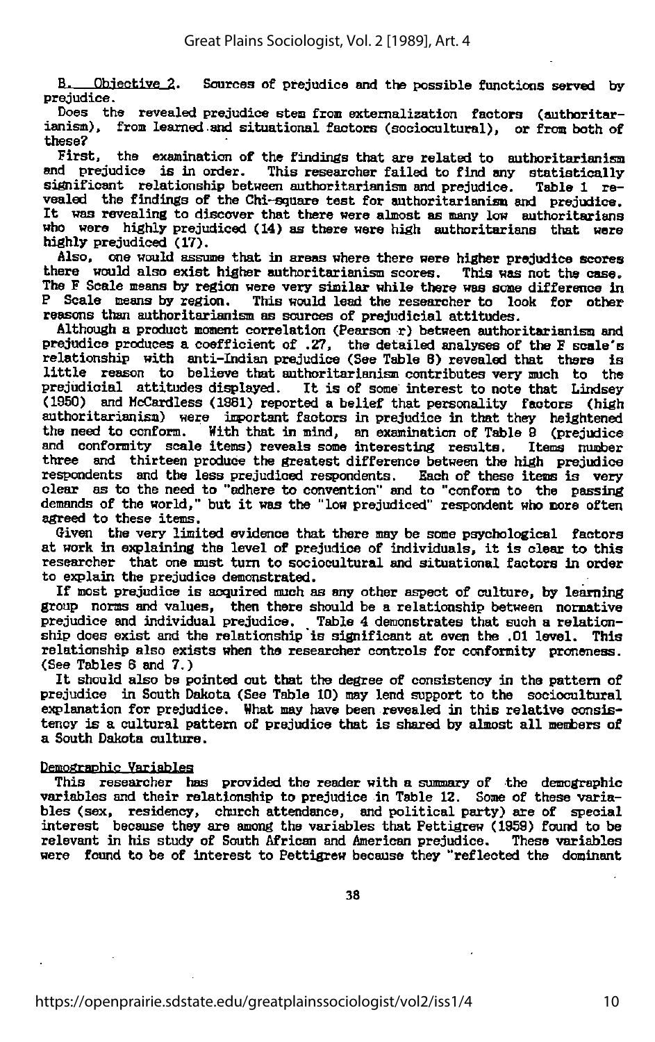B. Objective 2. Sources of prejudice and the possible functions served by prejudice.

Does the revealed prejudice stem from externalization factors (authoritarianism), from learned and situational factors (sociocultural), or from both of these?

First, the examination of the findings that are related to authoritarianism and prejudice is in order. This researcher failed to find any statistically significant relationship between authoritarianism and prejudice. Table 1 revealed the findings of the Chi-square test for authoritarianism and prejudice. It was revealing to discover that there were almost as many low authoritarians who were highly prejudiced (14) as there were high authoritarians that were highly prejudiced (17).

Also, one would assume that in areas where there were higher prejudice scores there would also exist higher authoritarianism scores. This was not the case. The F Scale means by region were very similar while there was some difference in P Scale means by region. This would lead the researcher to look for other reasons than authoritarianism as sources of prejudicial attitudes.

Although a product moment correlation (Pearson r) between authoritarianism and prejudice produces a coefficient of .27, the detailed analyses of the F scale's relationship with anti-Indian prejudice (See Table 8) revealed that there is little reason to believe that authoritarianism contributes very much to the prejudicial attitudes displayed. It is of some interest to note that Lindsey (1950) and McCardless (1961) reported a belief that personality factors (high authoritarianism) were important factors in prejudice in that they heightened the need to conform. With that in mind, an examination of Table 9 (prejudice and conformity scale items) reveals some interesting results. Items number three and thirteen produce the greatest difference between the high prejudice respondents and the less prejudiced respondents. Each of these items is very clear as to the need to "adhere to convention" and to "conform to the passing demands of the world," but it was the "low prejudiced" respondent who more often agreed to these items.

Given the very limited evidence that there may be some psychological factors at work in explaining the level of prejudice of individuals, it is clear to this researcher that one must turn to sociocultural and situational factors in order to explain the prejudice demonstrated.

If most prejudice is acquired much as any other aspect of culture, by learning group norms and values, then there should be a relationship between normative prejudice and individual prejudice. Table 4 demonstrates that such a relationship does exist and the relationship is significant at even the .01 level. This relationship also exists when the researcher controls for conformity proneness. (See Tables 6 and 7.)

It should also be pointed out that the degree of consistency in the pattern of prejudice in South Dakota (See Table 10) may lend support to the sociocultural explanation for prejudice. What may have been revealed in this relative consistency is a cultural pattern of prejudice that is shared by almost all members of a South Dakota culture.

## Demographic Variables

This researcher has provided the reader with a summary of the demographic variables and their relationship to prejudice in Table 12. Some of these variables (sex, residency, church attendance, and political party) are of special interest because they are among the variables that Pettigrew (1959) found to be relevant in his study of South African and American prejudice. These variables were found to be of interest to Pettigrew because they "reflected the dominant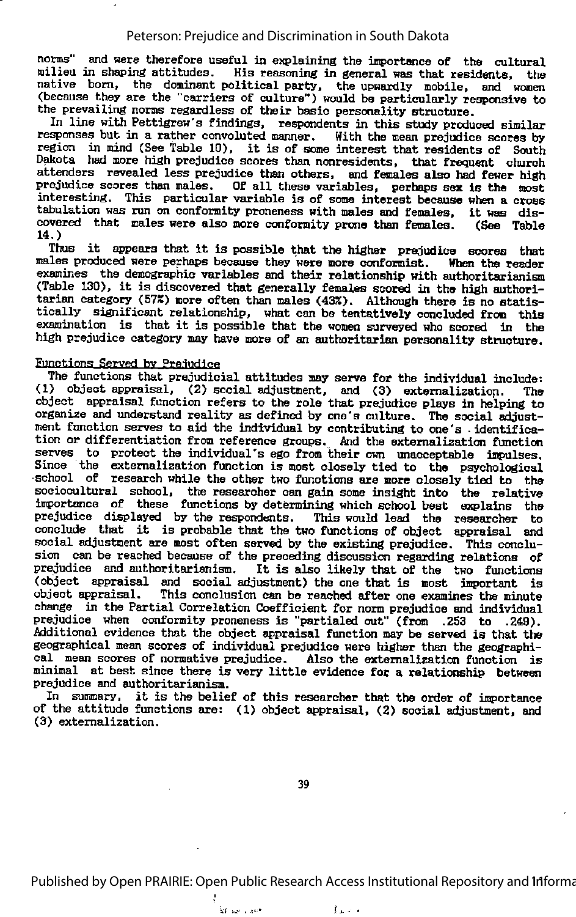norms" and were therefore useful in explaining the importance of the cultural milieu in shaping attitudes. His reasoning in general was that residents, the native born, the dominant political party, the upwardly mobile, and women (because they are the "carriers of culture") would be particularly responsive to the prevailing norms regardless of their basic personality structure.

In line with Pettigrew's findings, respondents in this study produced similar responses but in a rather convoluted manner. With the mean prejudice scores by region in mind (See Table 10), it is of some interest that residents of South Dakota had more high prejudice scores than nonresidents, that frequent church attenders revealed less prejudice than others, and females also had fewer high prejudice scores than males. Of all these variables, perhaps sex is the most interesting. This particular variable is of some interest because when a cross tabulation was run on conformity proneness with males and females, it was discovered that males were also more conformity prone than females. (See Table 14.)

Thus it appears that it is possible that the higher prejudice scores that males produced were perhaps because they were more conformist. When the reader examines the demographic variables and their relationship with authoritarianism (Table 13D), it is discovered that generally females scored in the high authoritarian category (57%) more often than males (43%). Although there is no statistically significant relationship, what can be tentatively concluded from this examination is that it is possible that the women surveyed who scored in the high prejudice category may have more of an authoritarian personality structure.

## Functions Served by Prejudice

The functions that prejudicial attitudes may serve for the individual include: (1) object appraisal, (2) social adjustment, and (3) externalization. The object appraisal function refers to the role that prejudice plays in helping to organize and understand reality as defined by one's culture. The social adjustment function serves to aid the individual by contributing to one's identification or differentiation from reference groups. And the externalization function serves to protect the individual's ego from their own unacceptable impulses. Since the externalization function is most closely tied to the psychological school of research while the other two functions are more closely tied to the sociocultural school, the researcher can gain some insight into the relative importance of these functions by determining which school best explains the prejudice displayed by the respondents. This would lead the researcher to conclude that it is probable that the two functions of object appraisal and social adjustment are most often served by the existing prejudice. This conclusion can be reached because of the preceding discussion regarding relations of prejudice and authoritarianism. It is also likely that of the two functions (object appraisal and social adjustment) the one that is most important is object appraisal. This conclusion can be reached after one examines the minute change in the Partial Correlation Coefficient for norm prejudice and individual prejudice when conformity proneness is "partialed out" (from .253 to .249). Additional evidence that the object appraisal function may be served is that the geographical mean scores of individual prejudice were higher than the geographical mean scores of normative prejudice. Also the externalization function is minimal at best since there is very little evidence for a relationship between prejudice and authoritarianism.

In summary, it is the belief of this researcher that the order of importance of the attitude functions are: (1) object appraisal, (2) social adjustment, and (3) externalization.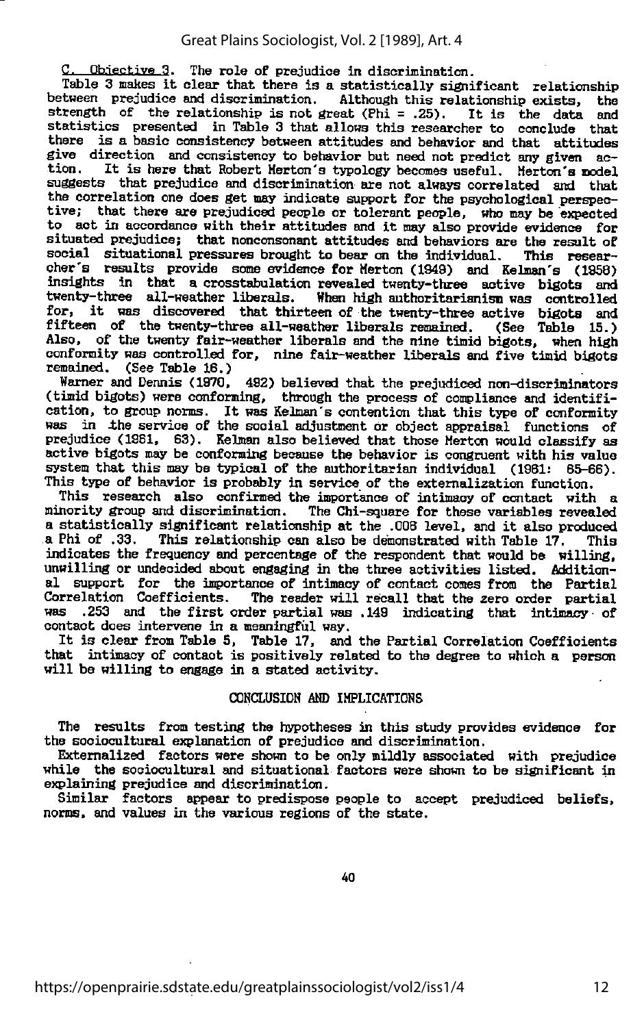C. Objective 3. The role of prejudice in discrimination.

Table 3 makes it clear that there is a statistically significant relationship between prejudice and discrimination. Although this relationship exists, the strength of the relationship is not great (Phi = .25). It is the data and statistics presented in Table 3 that allows this researcher to conclude that there is a basic consistency between attitudes and behavior and that attitudes give direction and consistency to behavior but need not predict any given action. It is here that Robert Merton's typology becomes useful. Merton's model suggests that prejudice and discrimination are not always correlated and that the correlation one does get may indicate support for the psychological perspective; that there are prejudiced people or tolerant people, who may be expected to act in accordance with their attitudes and it may also provide evidence for situated prejudice; that nonconsonant attitudes and behaviors are the result of social situational pressures brought to bear on the individual. This researcher's results provide some evidence for Merton (1949) and Kelman's (1958) insights in that a crosstabulation revealed twenty-three active bigots and twenty-three all-weather liberals. When high authoritarianism was controlled for, it was discovered that thirteen of the twenty-three active bigots and fifteen of the twenty-three all-weather liberals remained. (See Table 15.) Also, of the twenty fair-weather liberals and the nine timid bigots, when high conformity was controlled for, nine fair-weather liberals and five timid bigots remained. (See Table 16.)

Warner and Dennis (1970, 492) believed that the prejudiced non-discriminators (timid bigots) were conforming, through the process of compliance and identification, to group norms. It was Kelman's contention that this type of conformity was in the service of the social adjustment or object appraisal functions of prejudice (1981, 63). Kelman also believed that those Merton would classify as active bigots may be conforming because the behavior is congruent with his value system that this may be typical of the authoritarian individual (1981: 65-66). This type of behavior is probably in service of the externalization function.

This research also confirmed the importance of intimacy of contact with a minority group and discrimination. The Chi-square for these variables revealed a statistically significant relationship at the .008 level, and it also produced a Phi of .33. This relationship can also be demonstrated with Table 17. This indicates the frequency and percentage of the respondent that would be willing, unwilling or undecided about engaging in the three activities listed. Additional support for the importance of intimacy of contact comes from the Partial Correlation Coefficients. The reader will recall that the zero order partial was .253 and the first order partial was .149 indicating that intimacy of contact does intervene in a meaningful way.

It is clear from Table 5, Table 17, and the Partial Correlation Coefficients that intimacy of contact is positively related to the degree to which a person will be willing to engage in a stated activity.

## CONCLUSION AND IMPLICATIONS

The results from testing the hypotheses in this study provides evidence for the sociocultural explanation of prejudice and discrimination.

Externalized factors were shown to be only mildly associated with prejudice while the sociocultural and situational factors were shown to be significant in explaining prejudice and discrimination.

Similar factors appear to predispose people to accept prejudiced beliefs, norms, and values in the various regions of the state.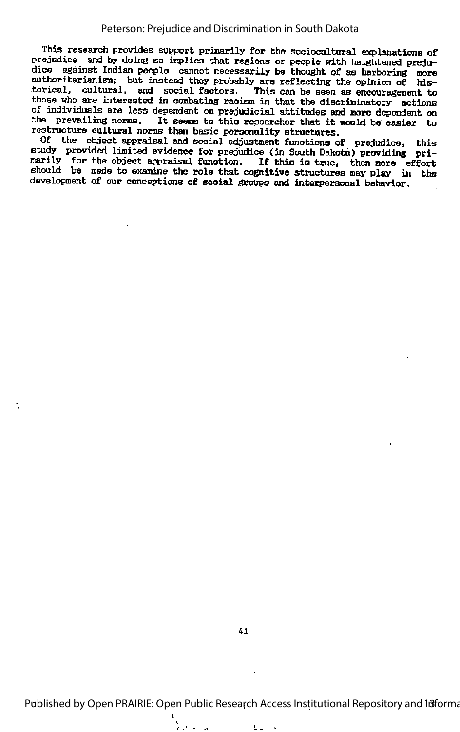This research provides support primarily for the sociocultural explanations of prejudice and by doing so implies that regions or people with heightened prejudice against Indian people cannot necessarily be thought of as harboring more authoritarianism; but instead they probably are reflecting the opinion of historical, cultural, and social factors. This can be seen as encouragement to those who are interested in combating racism in that the discriminatory actions of individuals are less dependent on prejudicial attitudes and more dependent on the prevailing norms. It seems to this researcher that it would be easier to restructure cultural norms than basic personality structures.

Of the object appraisal and social adjustment functions of prejudice, this study provided limited evidence for prejudice (in South Dakota) providing primarily for the object appraisal function. If this is true, then more effort should be made to examine the role that cognitive structures may play in the development of our conceptions of social groups and interpersonal behavior.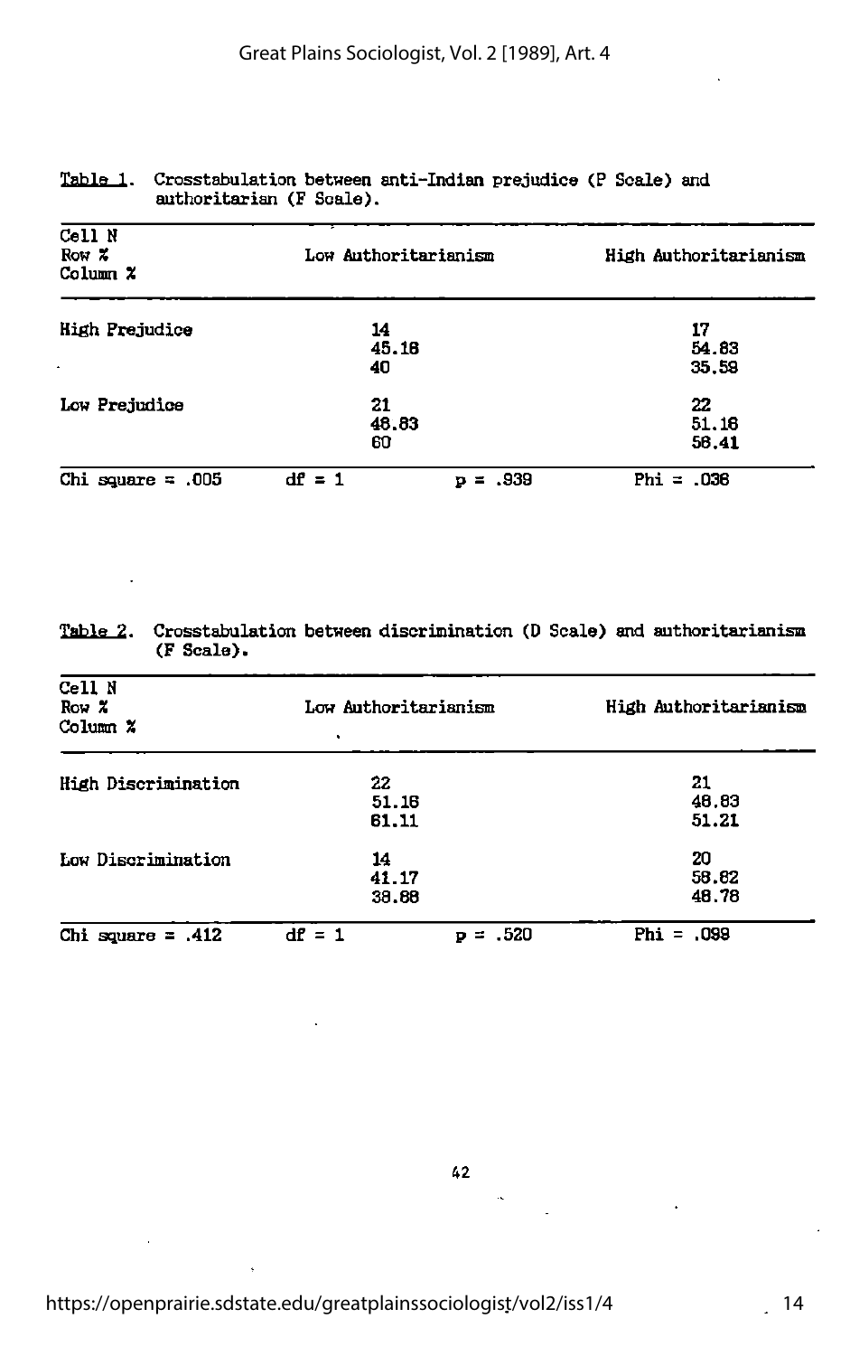Table 1. Crosstabulation between anti-Indian prejudice (P Scale) and authoritarian (F Scale).

| Cell N<br>Row %<br>Column % | Low Authoritarianism | | High Authoritarianism |
|---|---|---|---|
| High Prejudice | 14<br>45.16<br>40 | | 17<br>54.83<br>35.58 |
| Low Prejudice | 21<br>48.83<br>60 | | 22<br>51.16<br>58.41 |
| Chi square = .005 | df = 1 | p = .939 | Phi = .036 |

Table 2. Crosstabulation between discrimination (D Scale) and authoritarianism (F Scale).

| Cell N<br>Row %<br>Column % | Low Authoritarianism | | High Authoritarianism |
|---|---|---|---|
| High Discrimination | 22<br>51.16<br>61.11 | | 21<br>48.83<br>51.21 |
| Low Discrimination | 14<br>41.17<br>38.88 | | 20<br>58.82<br>48.78 |
| Chi square = .412 | df = 1 | p = .520 | Phi = .099 |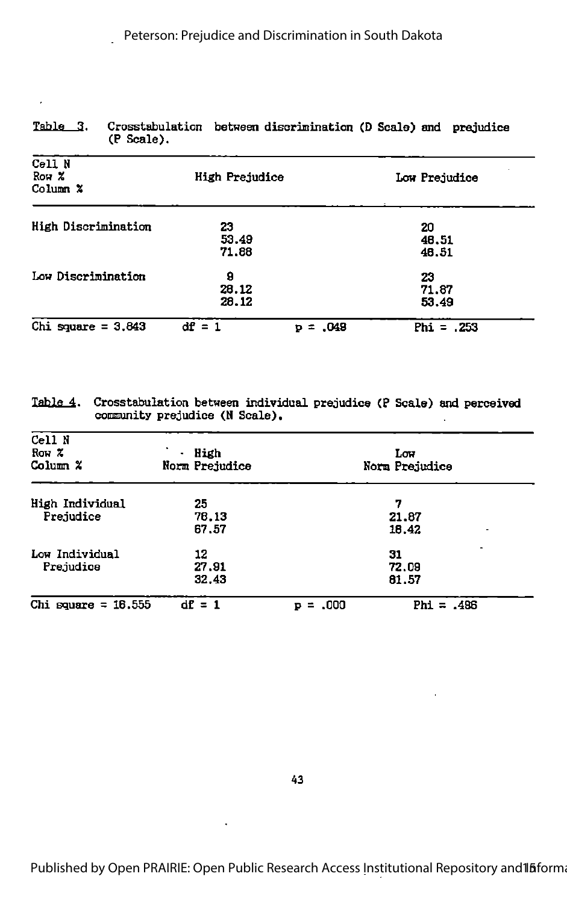Table 3. Crosstabulation between discrimination (D Scale) and prejudice (P Scale).

| Cell N<br>Row %<br>Column % | High Prejudice | Low Prejudice |
|---|---|---|
| High Discrimination | 23<br>53.49<br>71.88 | 20<br>46.51<br>46.51 |
| Low Discrimination | 9<br>28.12<br>28.12 | 23<br>71.87<br>53.49 |
| Chi square = 3.843 df = 1 | p = .049 | Phi = .253 |

Table 4. Crosstabulation between individual prejudice (P Scale) and perceived community prejudice (N Scale).

| Cell N<br>Row %<br>Column % | High Norm Prejudice | Low Norm Prejudice |
|---|---|---|
| High Individual Prejudice | 25<br>78.13<br>67.57 | 7<br>21.87<br>18.42 |
| Low Individual Prejudice | 12<br>27.91<br>32.43 | 31<br>72.09<br>81.57 |
| Chi square = 18.555 df = 1 | p = .000 | Phi = .498 |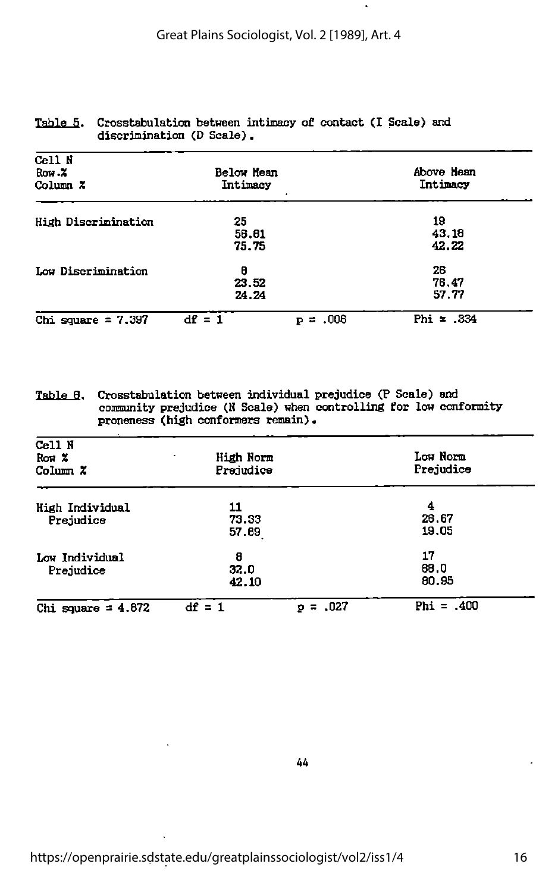Table 5. Crosstabulation between intimacy of contact (I Scale) and discrimination (D Scale).

| Cell N<br>Row % <br>Column % | Below Mean<br>Intimacy | Above Mean<br>Intimacy |
|---|---|---|
| High Discrimination | 25<br>56.81<br>75.75 | 19<br>43.18<br>42.22 |
| Low Discrimination | 8<br>23.52<br>24.24 | 26<br>76.47<br>57.77 |

Chi square = 7.397 df = 1 p = .006 Phi = .334

Table 6. Crosstabulation between individual prejudice (P Scale) and community prejudice (N Scale) when controlling for low conformity proneness (high conformers remain).

| Cell N<br>Row %<br>Column % | High Norm<br>Prejudice | Low Norm<br>Prejudice |
|---|---|---|
| High Individual Prejudice | 11<br>73.33<br>57.89 | 4<br>26.67<br>19.05 |
| Low Individual Prejudice | 8<br>32.0<br>42.10 | 17<br>68.0<br>80.95 |

Chi square = 4.872 df = 1 p = .027 Phi = .400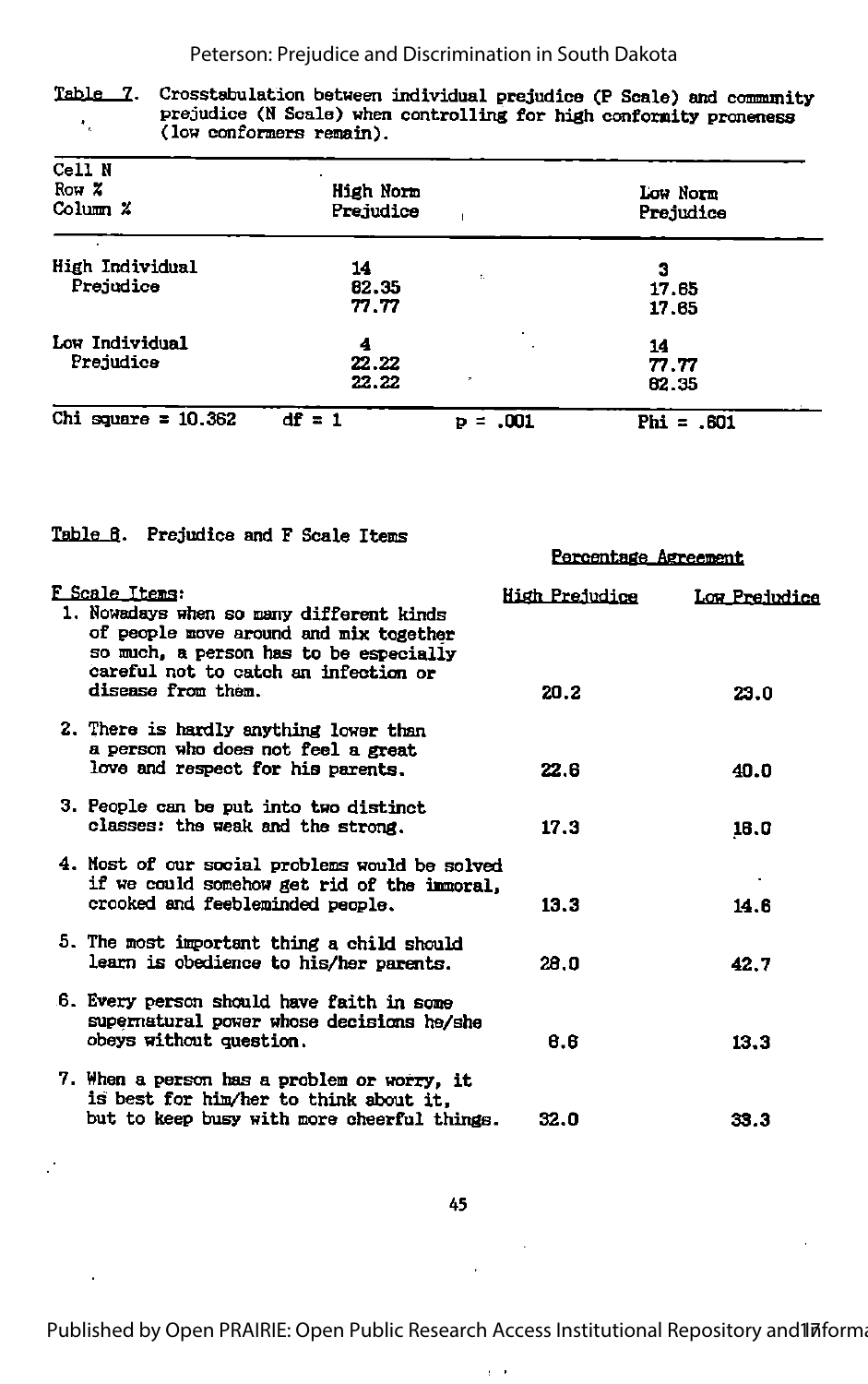Table 7. Crosstabulation between individual prejudice (P Scale) and community prejudice (N Scale) when controlling for high conformity proneness (low conformers remain).

| Cell N / Row % / Column % | High Norm Prejudice | Low Norm Prejudice |
|---|---|---|
| High Individual Prejudice | 14<br>82.35<br>77.77 | 3<br>17.65<br>17.65 |
| Low Individual Prejudice | 4<br>22.22<br>22.22 | 14<br>77.77<br>82.35 |

Chi square = 10.362 df = 1 p = .001 Phi = .601

Table 8. Prejudice and F Scale Items

| F Scale Items: | Percentage Agreement | |
|---|---|---|
| | High Prejudice | Low Prejudice |
| 1. Nowadays when so many different kinds of people move around and mix together so much, a person has to be especially careful not to catch an infection or disease from them. | 20.2 | 23.0 |
| 2. There is hardly anything lower than a person who does not feel a great love and respect for his parents. | 22.6 | 40.0 |
| 3. People can be put into two distinct classes: the weak and the strong. | 17.3 | 16.0 |
| 4. Most of our social problems would be solved if we could somehow get rid of the immoral, crooked and feebleminded people. | 13.3 | 14.6 |
| 5. The most important thing a child should learn is obedience to his/her parents. | 28.0 | 42.7 |
| 6. Every person should have faith in some supernatural power whose decisions he/she obeys without question. | 6.6 | 13.3 |
| 7. When a person has a problem or worry, it is best for him/her to think about it, but to keep busy with more cheerful things. | 32.0 | 33.3 |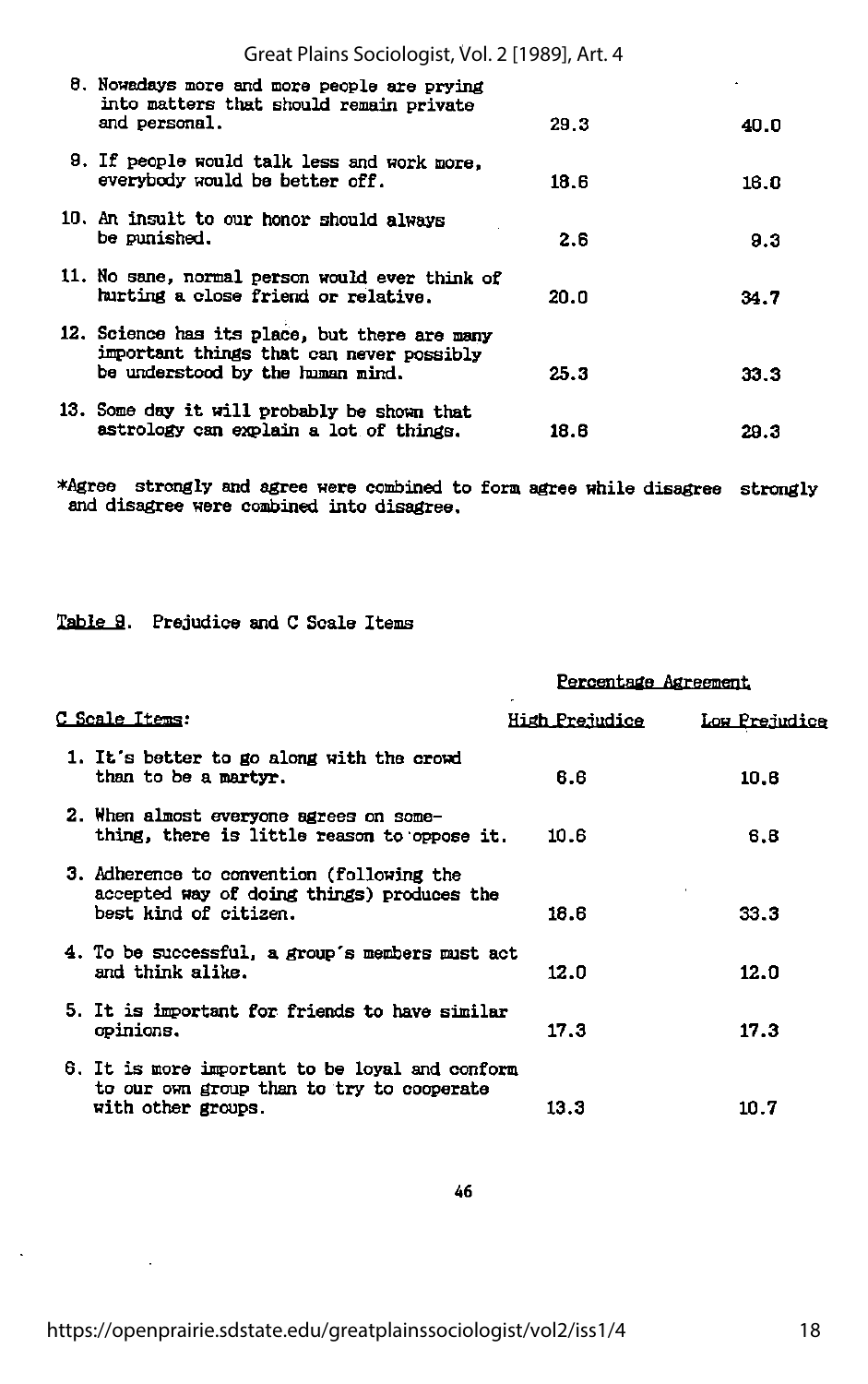| | | |
|---|---|---|
| 8. Nowadays more and more people are prying into matters that should remain private and personal. | 29.3 | 40.0 |
| 9. If people would talk less and work more, everybody would be better off. | 18.6 | 16.0 |
| 10. An insult to our honor should always be punished. | 2.6 | 9.3 |
| 11. No sane, normal person would ever think of hurting a close friend or relative. | 20.0 | 34.7 |
| 12. Science has its place, but there are many important things that can never possibly be understood by the human mind. | 25.3 | 33.3 |
| 13. Some day it will probably be shown that astrology can explain a lot of things. | 18.6 | 29.3 |

*Agree strongly and agree were combined to form agree while disagree strongly and disagree were combined into disagree.

Table 9. Prejudice and C Scale Items

| | Percentage Agreement | |
|---|---|---|
| C Scale Items: | High Prejudice | Low Prejudice |
| 1. It's better to go along with the crowd than to be a martyr. | 6.6 | 10.6 |
| 2. When almost everyone agrees on something, there is little reason to oppose it. | 10.6 | 6.6 |
| 3. Adherence to convention (following the accepted way of doing things) produces the best kind of citizen. | 18.6 | 33.3 |
| 4. To be successful, a group's members must act and think alike. | 12.0 | 12.0 |
| 5. It is important for friends to have similar opinions. | 17.3 | 17.3 |
| 6. It is more important to be loyal and conform to our own group than to try to cooperate with other groups. | 13.3 | 10.7 |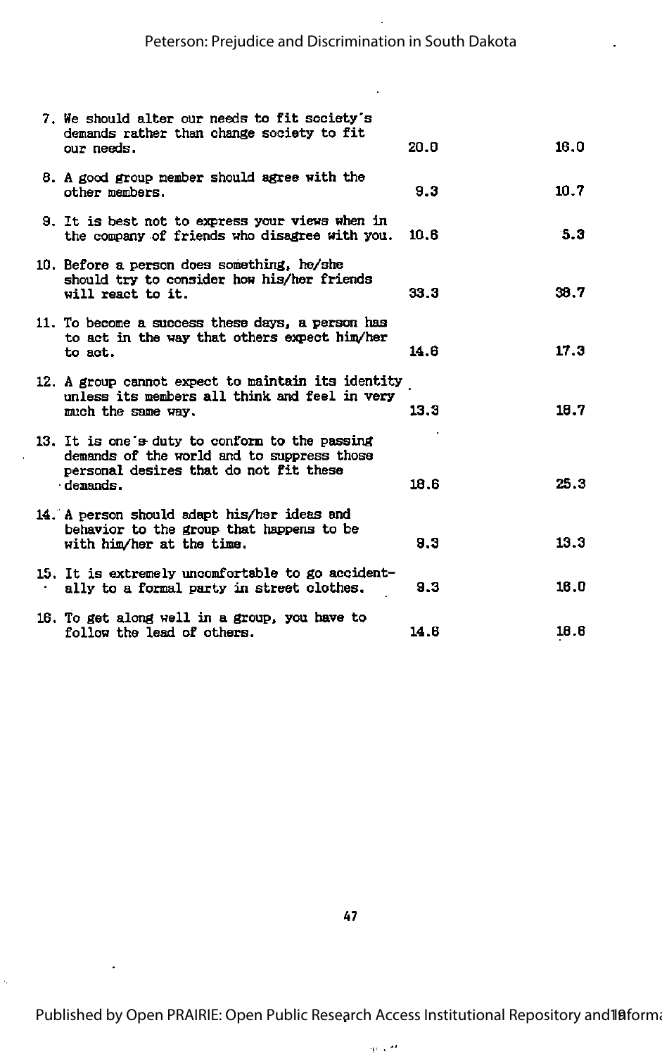| | | |
|---|---|---|
| 7. We should alter our needs to fit society's demands rather than change society to fit our needs. | 20.0 | 16.0 |
| 8. A good group member should agree with the other members. | 9.3 | 10.7 |
| 9. It is best not to express your views when in the company of friends who disagree with you. | 10.6 | 5.3 |
| 10. Before a person does something, he/she should try to consider how his/her friends will react to it. | 33.3 | 38.7 |
| 11. To become a success these days, a person has to act in the way that others expect him/her to act. | 14.6 | 17.3 |
| 12. A group cannot expect to maintain its identity unless its members all think and feel in very much the same way. | 13.3 | 18.7 |
| 13. It is one's duty to conform to the passing demands of the world and to suppress those personal desires that do not fit these demands. | 18.6 | 25.3 |
| 14. A person should adapt his/her ideas and behavior to the group that happens to be with him/her at the time. | 9.3 | 13.3 |
| 15. It is extremely uncomfortable to go accidentally to a formal party in street clothes. | 9.3 | 16.0 |
| 16. To get along well in a group, you have to follow the lead of others. | 14.6 | 18.6 |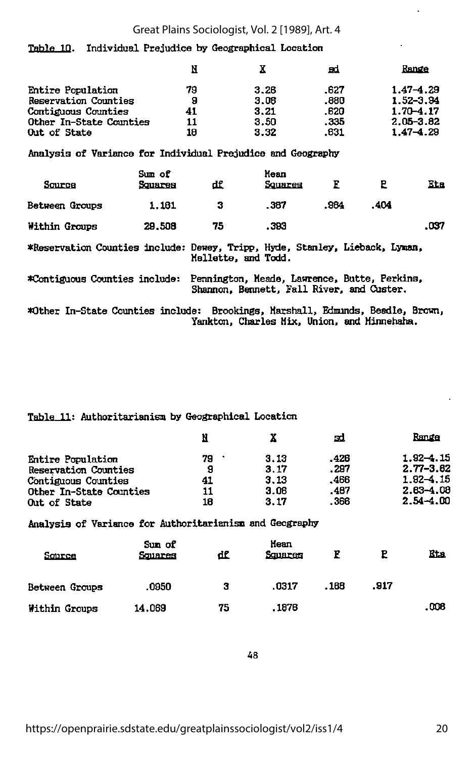Table 10. Individual Prejudice by Geographical Location

| | N | X | sd | Range |
|---|---|---|---|---|
| Entire Population | 79 | 3.26 | .627 | 1.47–4.29 |
| Reservation Counties | 9 | 3.06 | .880 | 1.52–3.94 |
| Contiguous Counties | 41 | 3.21 | .620 | 1.70–4.17 |
| Other In-State Counties | 11 | 3.50 | .335 | 2.05–3.82 |
| Out of State | 18 | 3.32 | .631 | 1.47–4.29 |

Analysis of Variance for Individual Prejudice and Geography

| Source | Sum of Squares | df | Mean Squares | F | P | Eta |
|---|---|---|---|---|---|---|
| Between Groups | 1.161 | 3 | .387 | .984 | .404 | |
| Within Groups | 29.508 | 75 | .393 | | | .037 |

*Reservation Counties include: Dewey, Tripp, Hyde, Stanley, Lieback, Lyman, Mellette, and Todd.

*Contiguous Counties include: Pennington, Meade, Lawrence, Butte, Perkins, Shannon, Bennett, Fall River, and Custer.

*Other In-State Counties include: Brookings, Marshall, Edmunds, Beadle, Brown, Yankton, Charles Mix, Union, and Minnehaha.

Table 11: Authoritarianism by Geographical Location

| | N | X | sd | Range |
|---|---|---|---|---|
| Entire Population | 79 | 3.13 | .426 | 1.92–4.15 |
| Reservation Counties | 9 | 3.17 | .287 | 2.77–3.62 |
| Contiguous Counties | 41 | 3.13 | .466 | 1.92–4.15 |
| Other In-State Counties | 11 | 3.06 | .487 | 2.63–4.08 |
| Out of State | 18 | 3.17 | .366 | 2.54–4.00 |

Analysis of Variance for Authoritarianism and Geography

| Source | Sum of Squares | df | Mean Squares | F | P | Eta |
|---|---|---|---|---|---|---|
| Between Groups | .0950 | 3 | .0317 | .168 | .917 | |
| Within Groups | 14.069 | 75 | .1876 | | | .006 |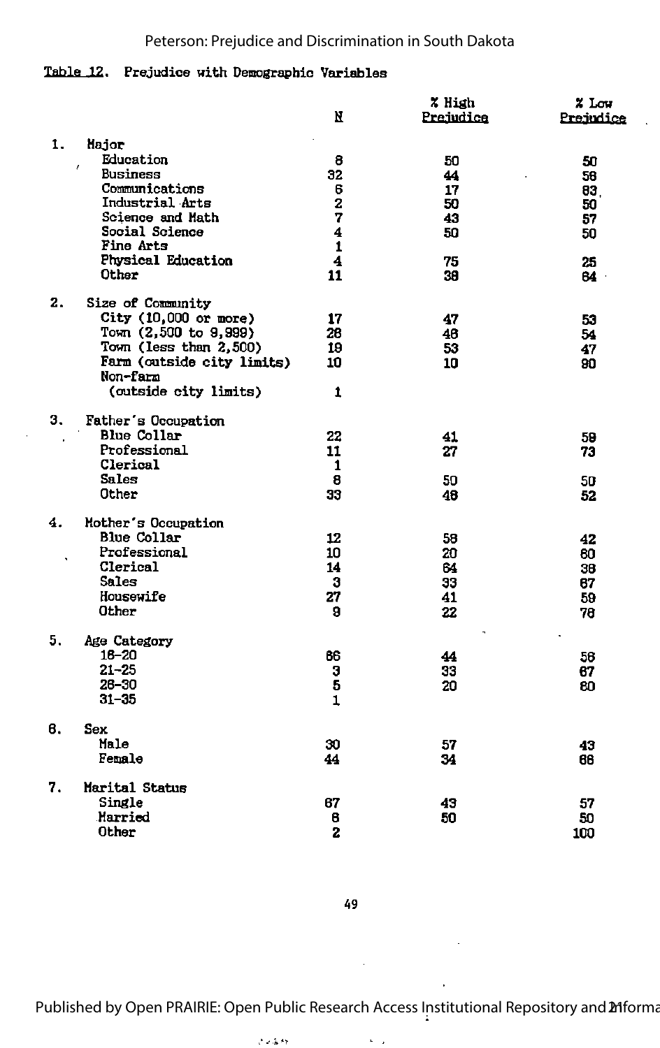Table 12. Prejudice with Demographic Variables

| | N | % High Prejudice | % Low Prejudice |
|---|---|---|---|
| **1. Major** | | | |
| Education | 8 | 50 | 50 |
| Business | 32 | 44 | 56 |
| Communications | 6 | 17 | 83 |
| Industrial Arts | 2 | 50 | 50 |
| Science and Math | 7 | 43 | 57 |
| Social Science | 4 | 50 | 50 |
| Fine Arts | 1 | | |
| Physical Education | 4 | 75 | 25 |
| Other | 11 | 36 | 64 |
| **2. Size of Community** | | | |
| City (10,000 or more) | 17 | 47 | 53 |
| Town (2,500 to 9,999) | 28 | 46 | 54 |
| Town (less than 2,500) | 19 | 53 | 47 |
| Farm (outside city limits) | 10 | 10 | 90 |
| Non-farm (outside city limits) | 1 | | |
| **3. Father's Occupation** | | | |
| Blue Collar | 22 | 41 | 59 |
| Professional | 11 | 27 | 73 |
| Clerical | 1 | | |
| Sales | 8 | 50 | 50 |
| Other | 33 | 48 | 52 |
| **4. Mother's Occupation** | | | |
| Blue Collar | 12 | 58 | 42 |
| Professional | 10 | 20 | 80 |
| Clerical | 14 | 64 | 36 |
| Sales | 3 | 33 | 67 |
| Housewife | 27 | 41 | 59 |
| Other | 9 | 22 | 78 |
| **5. Age Category** | | | |
| 16–20 | 66 | 44 | 56 |
| 21–25 | 3 | 33 | 67 |
| 26–30 | 5 | 20 | 80 |
| 31–35 | 1 | | |
| **6. Sex** | | | |
| Male | 30 | 57 | 43 |
| Female | 44 | 34 | 66 |
| **7. Marital Status** | | | |
| Single | 67 | 43 | 57 |
| Married | 6 | 50 | 50 |
| Other | 2 | | 100 |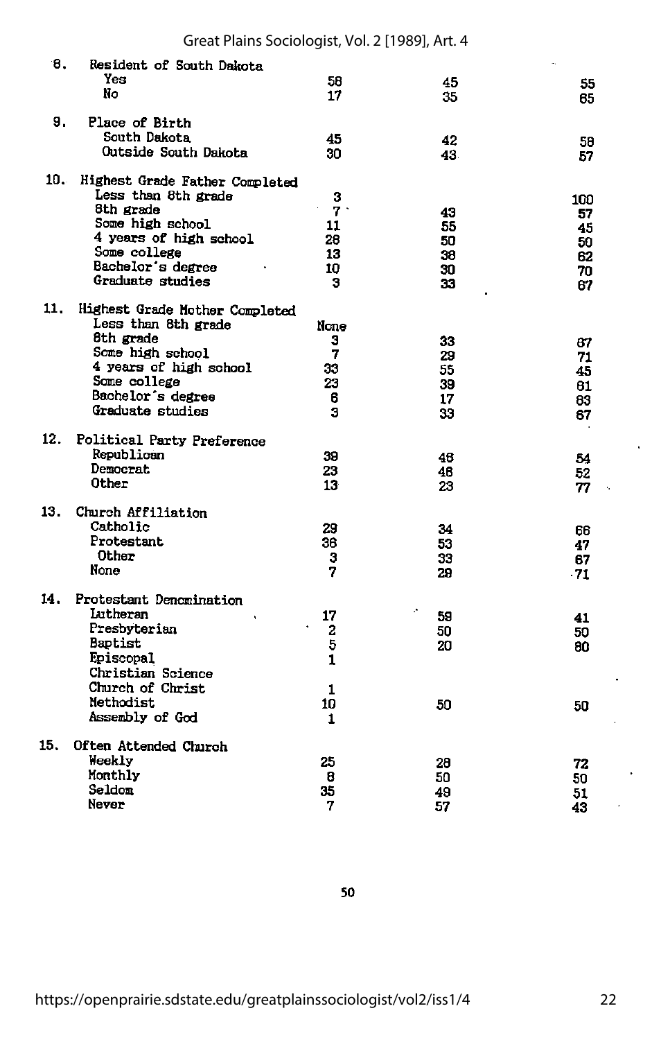| | | | |
|---|---|---|---|
| 8. Resident of South Dakota | | | |
| Yes | 58 | 45 | 55 |
| No | 17 | 35 | 65 |
| 9. Place of Birth | | | |
| South Dakota | 45 | 42 | 58 |
| Outside South Dakota | 30 | 43 | 57 |
| 10. Highest Grade Father Completed | | | |
| Less than 8th grade | 3 | | 100 |
| 8th grade | 7 | 43 | 57 |
| Some high school | 11 | 55 | 45 |
| 4 years of high school | 28 | 50 | 50 |
| Some college | 13 | 38 | 62 |
| Bachelor's degree | 10 | 30 | 70 |
| Graduate studies | 3 | 33 | 67 |
| 11. Highest Grade Mother Completed | | | |
| Less than 8th grade | None | | |
| 8th grade | 3 | 33 | 67 |
| Some high school | 7 | 29 | 71 |
| 4 years of high school | 33 | 55 | 45 |
| Some college | 23 | 39 | 61 |
| Bachelor's degree | 6 | 17 | 83 |
| Graduate studies | 3 | 33 | 67 |
| 12. Political Party Preference | | | |
| Republican | 39 | 46 | 54 |
| Democrat | 23 | 48 | 52 |
| Other | 13 | 23 | 77 |
| 13. Church Affiliation | | | |
| Catholic | 29 | 34 | 66 |
| Protestant | 36 | 53 | 47 |
| Other | 3 | 33 | 67 |
| None | 7 | 29 | 71 |
| 14. Protestant Denomination | | | |
| Lutheran | 17 | 59 | 41 |
| Presbyterian | 2 | 50 | 50 |
| Baptist | 5 | 20 | 80 |
| Episcopal | 1 | | |
| Christian Science | | | |
| Church of Christ | 1 | | |
| Methodist | 10 | 50 | 50 |
| Assembly of God | 1 | | |
| 15. Often Attended Church | | | |
| Weekly | 25 | 28 | 72 |
| Monthly | 8 | 50 | 50 |
| Seldom | 35 | 49 | 51 |
| Never | 7 | 57 | 43 |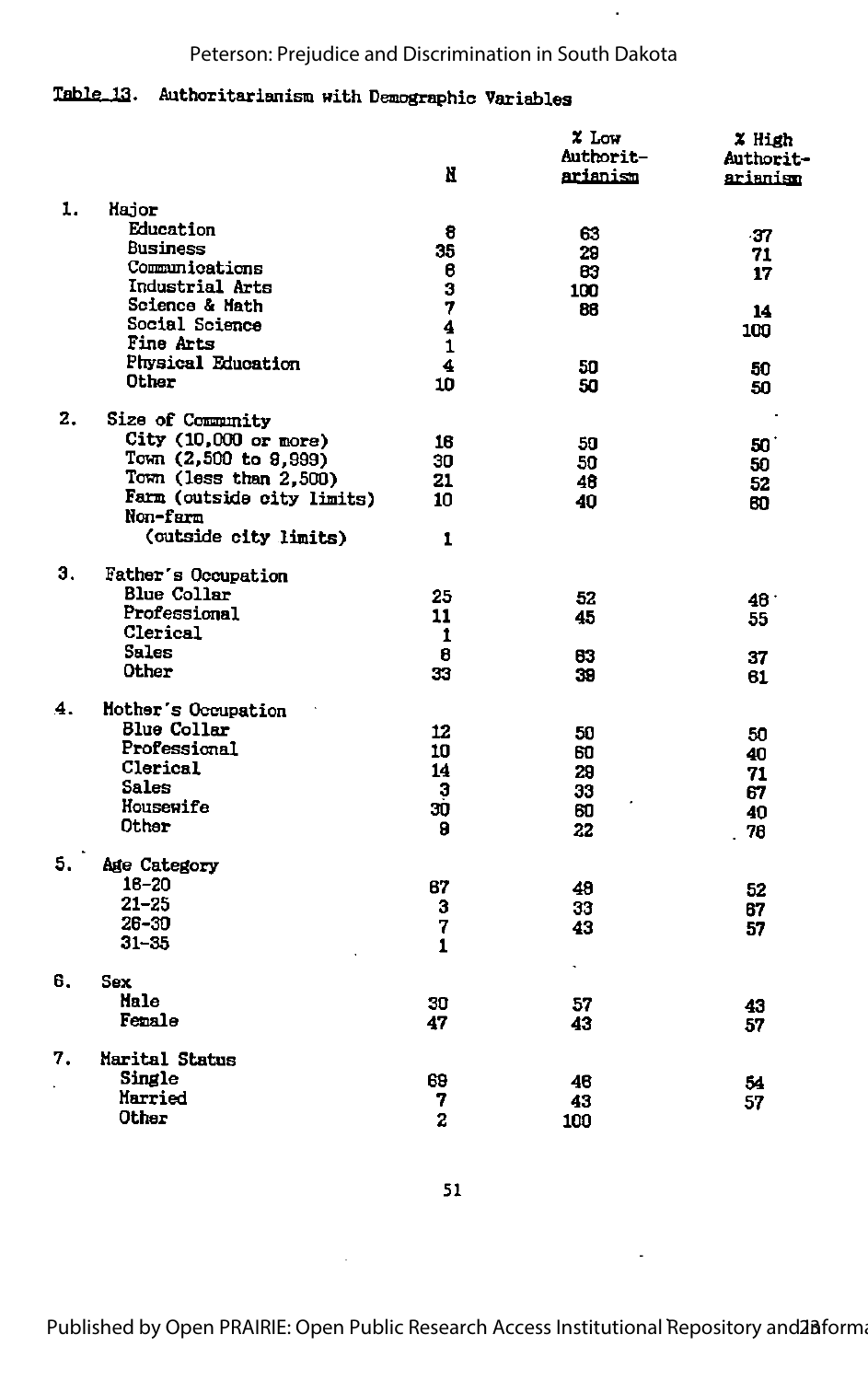Table 13. Authoritarianism with Demographic Variables

| | N | % Low Authoritarianism | % High Authoritarianism |
|---|---|---|---|
| **1. Major** | | | |
| Education | 8 | 63 | 37 |
| Business | 35 | 29 | 71 |
| Communications | 6 | 83 | 17 |
| Industrial Arts | 3 | 100 | |
| Science & Math | 7 | 86 | 14 |
| Social Science | 4 | | 100 |
| Fine Arts | 1 | | |
| Physical Education | 4 | 50 | 50 |
| Other | 10 | 50 | 50 |
| **2. Size of Community** | | | |
| City (10,000 or more) | 16 | 50 | 50 |
| Town (2,500 to 9,999) | 30 | 50 | 50 |
| Town (less than 2,500) | 21 | 48 | 52 |
| Farm (outside city limits) | 10 | 40 | 60 |
| Non-farm (outside city limits) | 1 | | |
| **3. Father's Occupation** | | | |
| Blue Collar | 25 | 52 | 48 |
| Professional | 11 | 45 | 55 |
| Clerical | 1 | | |
| Sales | 8 | 63 | 37 |
| Other | 33 | 39 | 61 |
| **4. Mother's Occupation** | | | |
| Blue Collar | 12 | 50 | 50 |
| Professional | 10 | 60 | 40 |
| Clerical | 14 | 29 | 71 |
| Sales | 3 | 33 | 67 |
| Housewife | 30 | 60 | 40 |
| Other | 9 | 22 | 78 |
| **5. Age Category** | | | |
| 16-20 | 67 | 48 | 52 |
| 21-25 | 3 | 33 | 67 |
| 26-30 | 7 | 43 | 57 |
| 31-35 | 1 | | |
| **6. Sex** | | | |
| Male | 30 | 57 | 43 |
| Female | 47 | 43 | 57 |
| **7. Marital Status** | | | |
| Single | 69 | 46 | 54 |
| Married | 7 | 43 | 57 |
| Other | 2 | 100 | |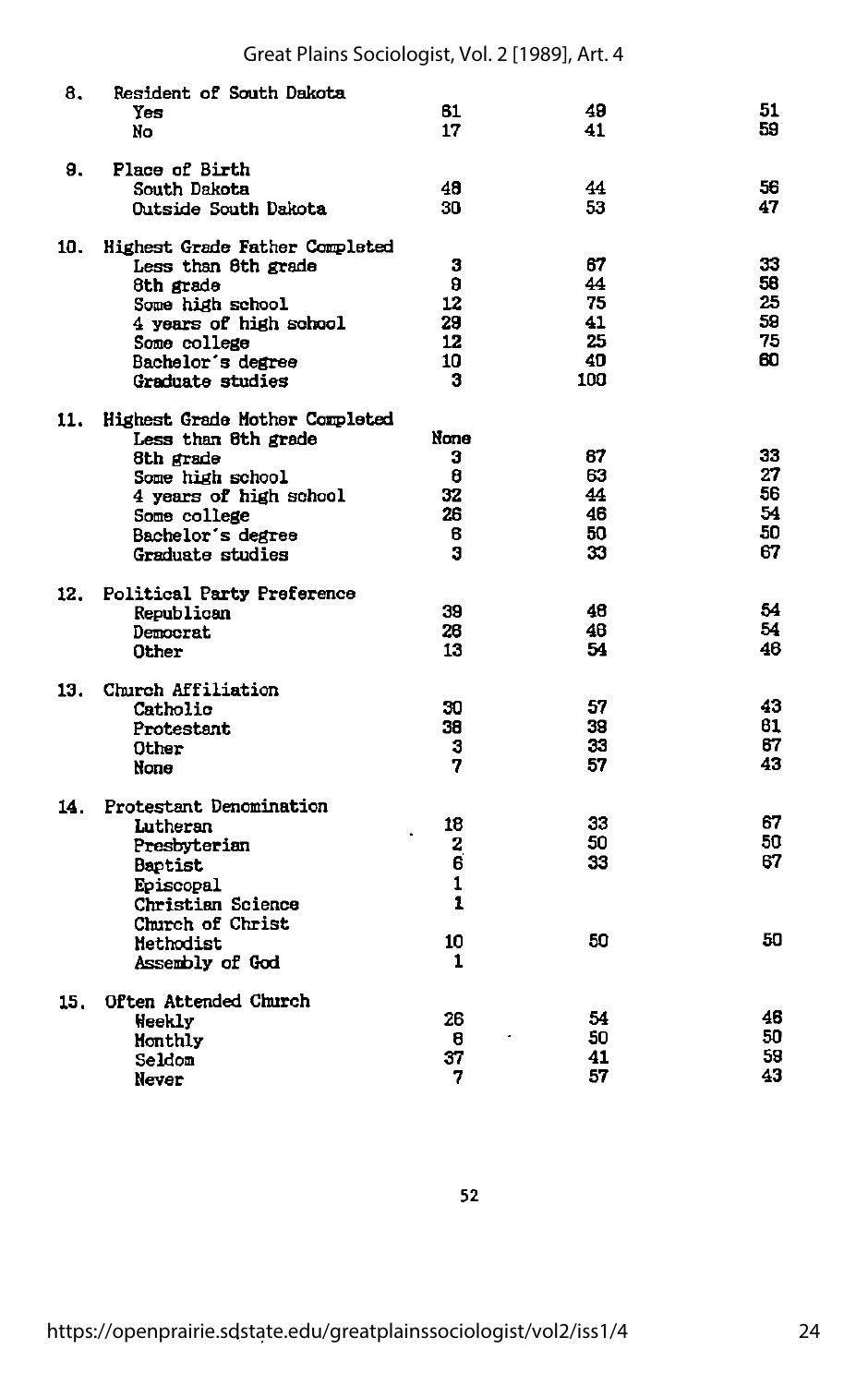| | | | |
|---|---|---|---|
| 8. Resident of South Dakota | | | |
| Yes | 61 | 49 | 51 |
| No | 17 | 41 | 59 |
| 9. Place of Birth | | | |
| South Dakota | 48 | 44 | 56 |
| Outside South Dakota | 30 | 53 | 47 |
| 10. Highest Grade Father Completed | | | |
| Less than 8th grade | 3 | 67 | 33 |
| 8th grade | 9 | 44 | 56 |
| Some high school | 12 | 75 | 25 |
| 4 years of high school | 29 | 41 | 59 |
| Some college | 12 | 25 | 75 |
| Bachelor's degree | 10 | 40 | 60 |
| Graduate studies | 3 | 100 | |
| 11. Highest Grade Mother Completed | | | |
| Less than 8th grade | None | | |
| 8th grade | 3 | 67 | 33 |
| Some high school | 8 | 63 | 27 |
| 4 years of high school | 32 | 44 | 56 |
| Some college | 26 | 46 | 54 |
| Bachelor's degree | 6 | 50 | 50 |
| Graduate studies | 3 | 33 | 67 |
| 12. Political Party Preference | | | |
| Republican | 39 | 46 | 54 |
| Democrat | 26 | 46 | 54 |
| Other | 13 | 54 | 46 |
| 13. Church Affiliation | | | |
| Catholic | 30 | 57 | 43 |
| Protestant | 38 | 39 | 61 |
| Other | 3 | 33 | 67 |
| None | 7 | 57 | 43 |
| 14. Protestant Denomination | | | |
| Lutheran | 18 | 33 | 67 |
| Presbyterian | 2 | 50 | 50 |
| Baptist | 6 | 33 | 67 |
| Episcopal | 1 | | |
| Christian Science | 1 | | |
| Church of Christ | | | |
| Methodist | 10 | 50 | 50 |
| Assembly of God | 1 | | |
| 15. Often Attended Church | | | |
| Weekly | 26 | 54 | 46 |
| Monthly | 8 | 50 | 50 |
| Seldom | 37 | 41 | 59 |
| Never | 7 | 57 | 43 |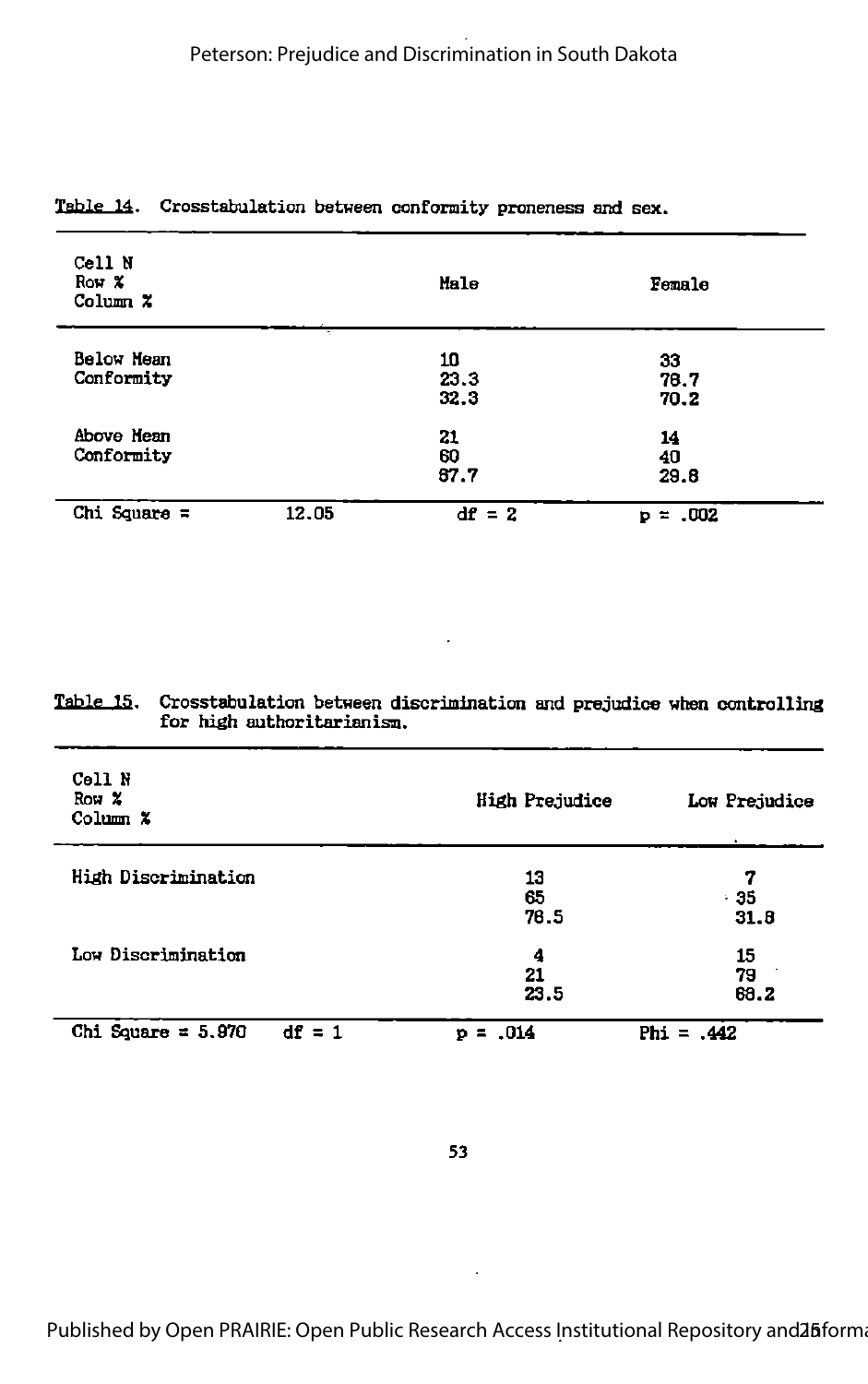Table 14. Crosstabulation between conformity proneness and sex.

| Cell N<br>Row %<br>Column % | | Male | Female |
|---|---|---|---|
| Below Mean Conformity | | 10<br>23.3<br>32.3 | 33<br>76.7<br>70.2 |
| Above Mean Conformity | | 21<br>60<br>67.7 | 14<br>40<br>29.8 |
| Chi Square = | 12.05 | df = 2 | p = .002 |

Table 15. Crosstabulation between discrimination and prejudice when controlling for high authoritarianism.

| Cell N<br>Row %<br>Column % | | High Prejudice | Low Prejudice |
|---|---|---|---|
| High Discrimination | | 13<br>65<br>76.5 | 7<br>35<br>31.8 |
| Low Discrimination | | 4<br>21<br>23.5 | 15<br>79<br>68.2 |
| Chi Square = 5.970 | df = 1 | p = .014 | Phi = .442 |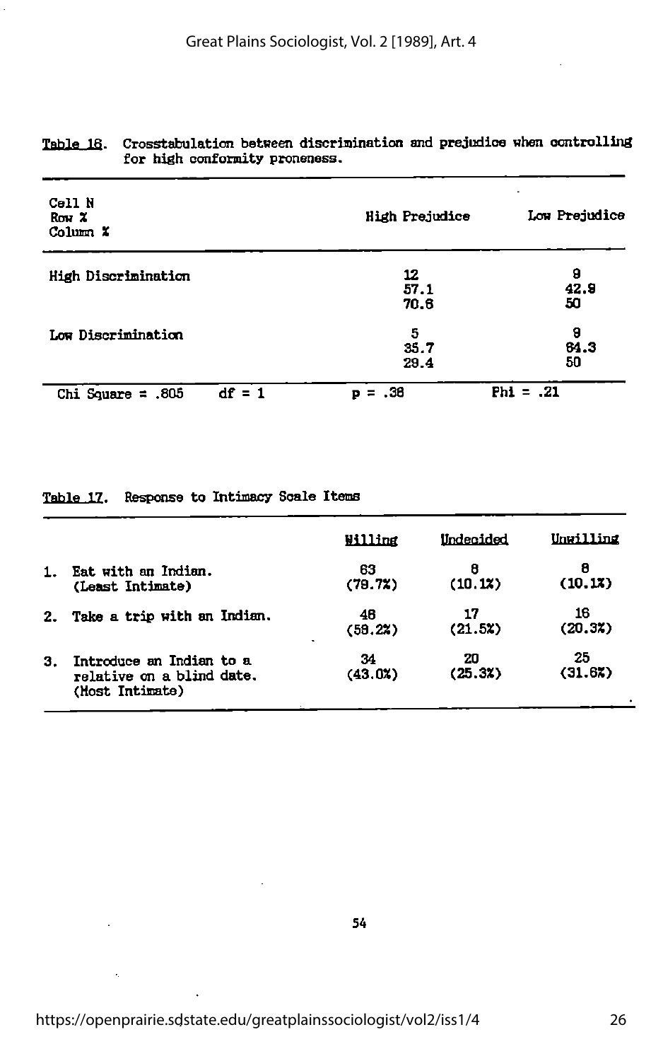Table 16. Crosstabulation between discrimination and prejudice when controlling for high conformity proneness.

| Cell N<br>Row %<br>Column % | High Prejudice | Low Prejudice |
|---|---|---|
| High Discrimination | 12<br>57.1<br>70.6 | 9<br>42.9<br>50 |
| Low Discrimination | 5<br>35.7<br>29.4 | 9<br>64.3<br>50 |

Chi Square = .805 df = 1 p = .38 Phi = .21

Table 17. Response to Intimacy Scale Items

| | Willing | Undecided | Unwilling |
|---|---|---|---|
| 1. Eat with an Indian. (Least Intimate) | 63 (79.7%) | 8 (10.1%) | 8 (10.1%) |
| 2. Take a trip with an Indian. | 46 (58.2%) | 17 (21.5%) | 16 (20.3%) |
| 3. Introduce an Indian to a relative on a blind date. (Most Intimate) | 34 (43.0%) | 20 (25.3%) | 25 (31.6%) |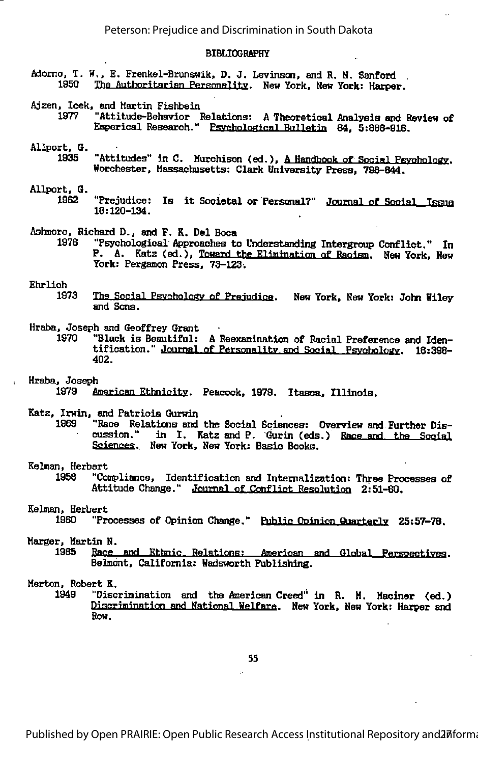## BIBLIOGRAPHY

Adorno, T. W., E. Frenkel-Brunswik, D. J. Levinson, and R. N. Sanford
: 1950 The Authoritarian Personality. New York, New York: Harper.

Ajzen, Icek, and Martin Fishbein
: 1977 "Attitude-Behavior Relations: A Theoretical Analysis and Review of Emperical Research." Psychological Bulletin 84, 5:888-918.

Allport, G.
: 1935 "Attitudes" in C. Murchison (ed.), A Handbook of Social Psychology. Worchester, Massachusetts: Clark University Press, 798-844.

Allport, G.
: 1962 "Prejudice: Is it Societal or Personal?" Journal of Social Issue 18:120-134.

Ashmore, Richard D., and F. K. Del Boca
: 1976 "Psychological Approaches to Understanding Intergroup Conflict." In P. A. Katz (ed.), Toward the Elimination of Racism. New York, New York: Pergamon Press, 73-123.

Ehrlich
: 1973 The Social Psychology of Prejudice. New York, New York: John Wiley and Sons.

Hraba, Joseph and Geoffrey Grant
: 1970 "Black is Beautiful: A Reexamination of Racial Preference and Identification." Journal of Personality and Social Psychology. 16:398-402.

Hraba, Joseph
: 1979 American Ethnicity. Peacock, 1979. Itasca, Illinois.

Katz, Irwin, and Patricia Gurwin
: 1969 "Race Relations and the Social Sciences: Overview and Further Discussion." in I. Katz and P. Gurin (eds.) Race and the Social Sciences. New York, New York: Basic Books.

Kelman, Herbert
: 1958 "Compliance, Identification and Internalization: Three Processes of Attitude Change." Journal of Conflict Resolution 2:51-60.

Kelman, Herbert
: 1960 "Processes of Opinion Change." Public Opinion Quarterly 25:57-78.

Marger, Martin N.
: 1985 Race and Ethnic Relations: American and Global Perspectives. Belmont, California: Wadsworth Publishing.

Merton, Robert K.
: 1949 "Discrimination and the American Creed" in R. M. Maciner (ed.) Discrimination and National Welfare. New York, New York: Harper and Row.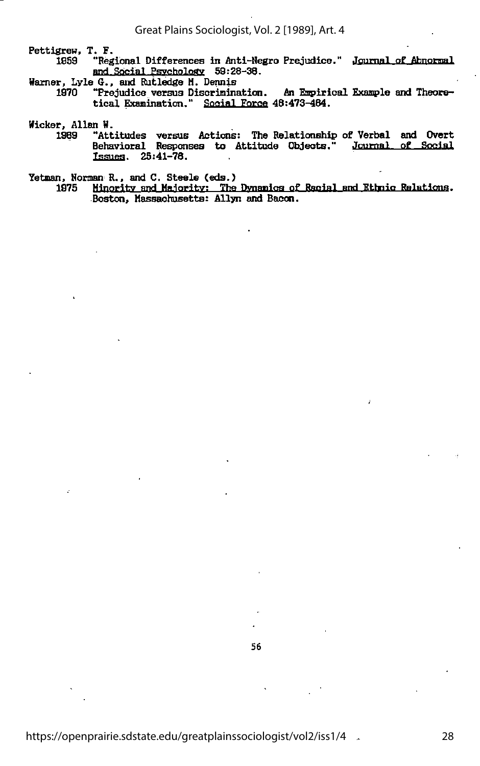Pettigrew, T. F.
1959 "Regional Differences in Anti-Negro Prejudice." Journal of Abnormal and Social Psychology 59:28-38.

Warner, Lyle G., and Rutledge M. Dennis
1970 "Prejudice versus Discrimination. An Empirical Example and Theoretical Examination." Social Force 48:473-484.

Wicker, Allan W.
1969 "Attitudes versus Actions: The Relationship of Verbal and Overt Behavioral Responses to Attitude Objects." Journal of Social Issues. 25:41-78.

Yetman, Norman R., and C. Steele (eds.)
1975 Minority and Majority: The Dynamics of Racial and Ethnic Relations. Boston, Massachusetts: Allyn and Bacon.